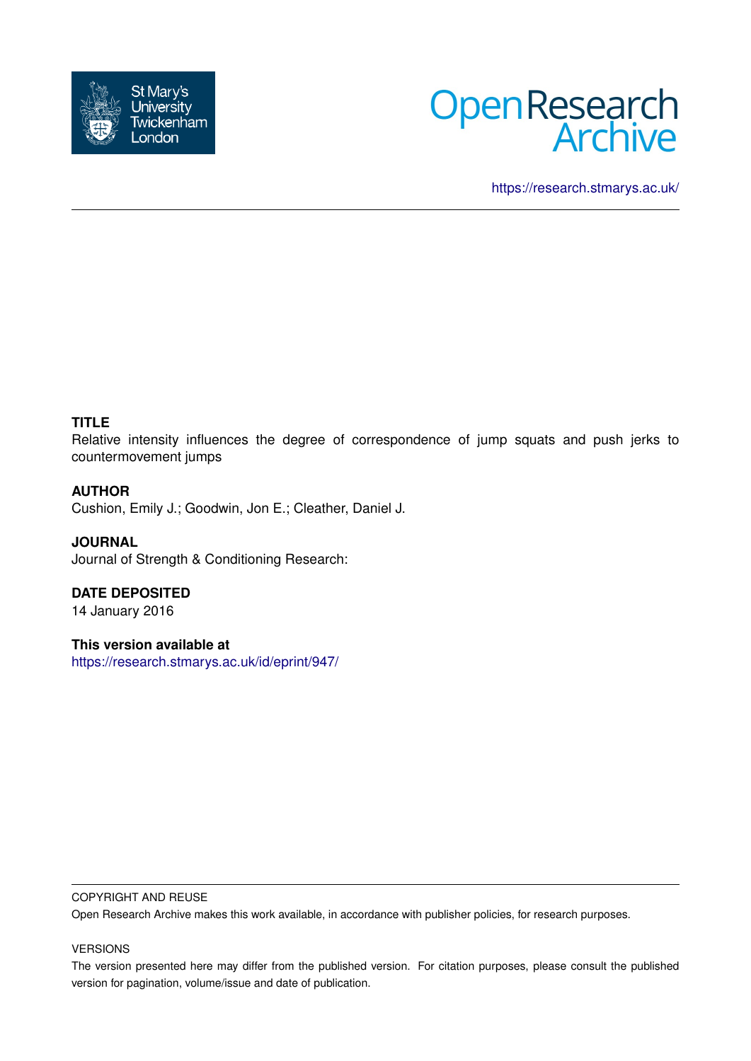St Mary's University Twickenham London

Open Research Archive

https://research.stmarys.ac.uk/

**TITLE**

Relative intensity influences the degree of correspondence of jump squats and push jerks to countermovement jumps

**AUTHOR**

Cushion, Emily J.; Goodwin, Jon E.; Cleather, Daniel J.

**JOURNAL**

Journal of Strength & Conditioning Research:

**DATE DEPOSITED**

14 January 2016

**This version available at**

https://research.stmarys.ac.uk/id/eprint/947/

COPYRIGHT AND REUSE

Open Research Archive makes this work available, in accordance with publisher policies, for research purposes.

VERSIONS

The version presented here may differ from the published version. For citation purposes, please consult the published version for pagination, volume/issue and date of publication.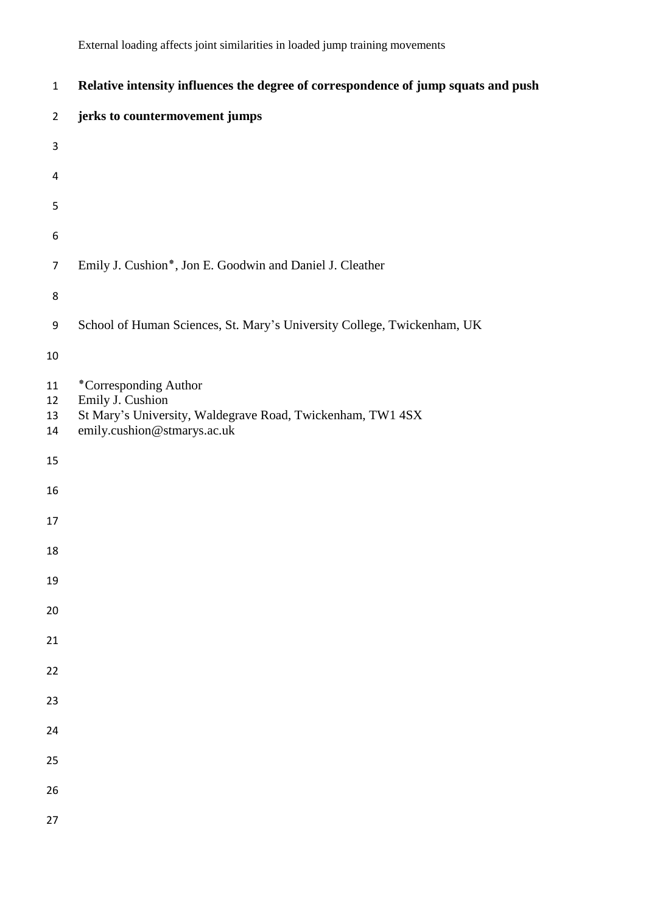# Relative intensity influences the degree of correspondence of jump squats and push jerks to countermovement jumps

Emily J. Cushion*, Jon E. Goodwin and Daniel J. Cleather

School of Human Sciences, St. Mary's University College, Twickenham, UK

*Corresponding Author
Emily J. Cushion
St Mary's University, Waldegrave Road, Twickenham, TW1 4SX
emily.cushion@stmarys.ac.uk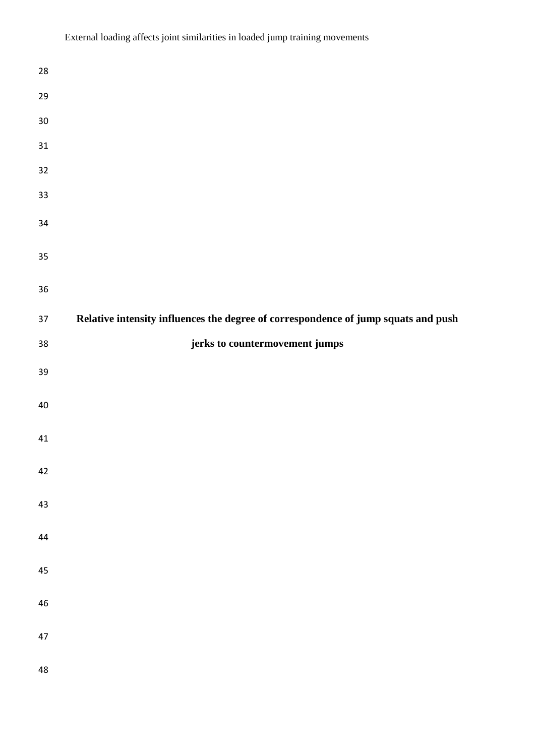# Relative intensity influences the degree of correspondence of jump squats and push jerks to countermovement jumps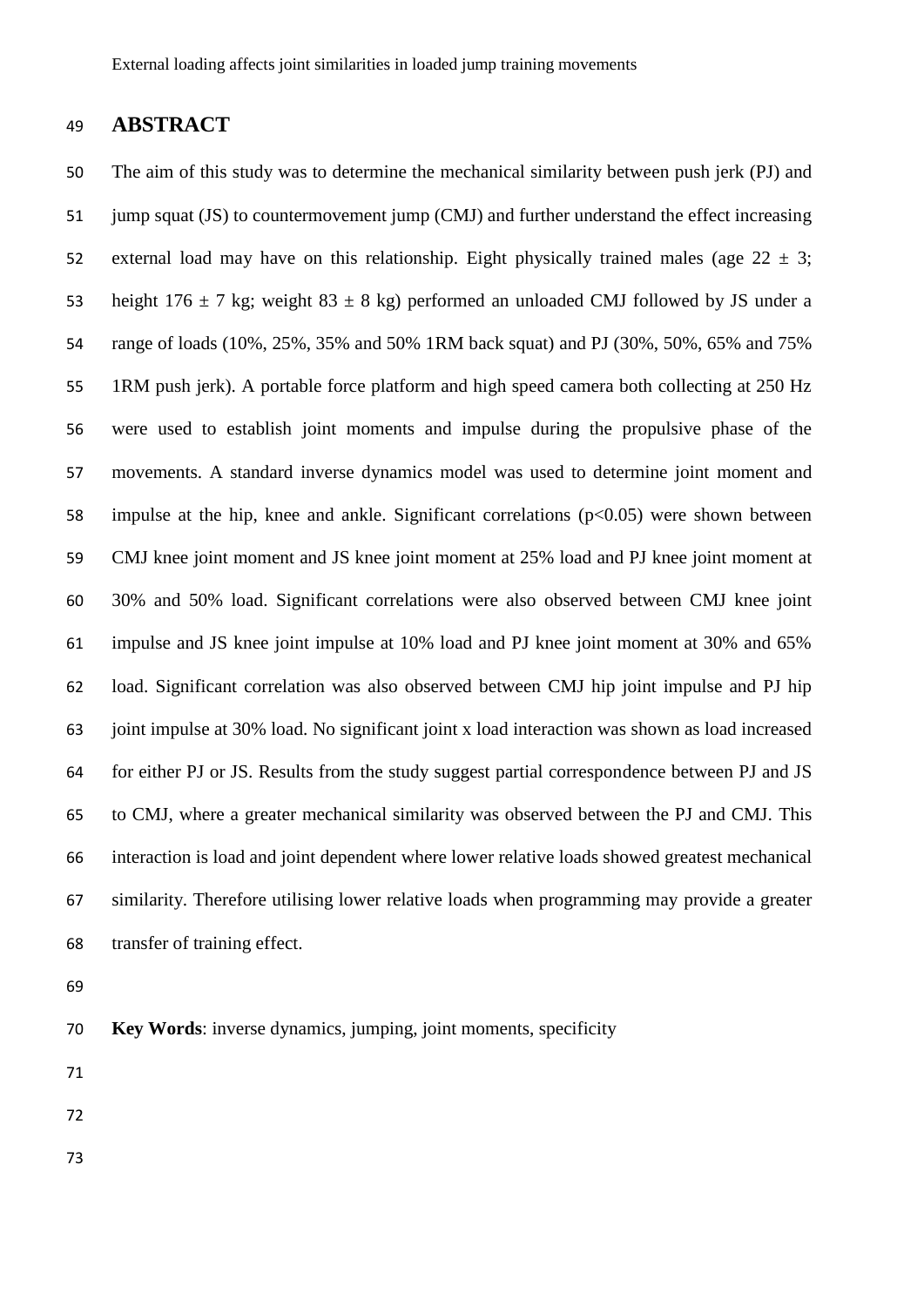## ABSTRACT

The aim of this study was to determine the mechanical similarity between push jerk (PJ) and jump squat (JS) to countermovement jump (CMJ) and further understand the effect increasing external load may have on this relationship. Eight physically trained males (age 22 ± 3; height 176 ± 7 kg; weight 83 ± 8 kg) performed an unloaded CMJ followed by JS under a range of loads (10%, 25%, 35% and 50% 1RM back squat) and PJ (30%, 50%, 65% and 75% 1RM push jerk). A portable force platform and high speed camera both collecting at 250 Hz were used to establish joint moments and impulse during the propulsive phase of the movements. A standard inverse dynamics model was used to determine joint moment and impulse at the hip, knee and ankle. Significant correlations ($p<0.05$) were shown between CMJ knee joint moment and JS knee joint moment at 25% load and PJ knee joint moment at 30% and 50% load. Significant correlations were also observed between CMJ knee joint impulse and JS knee joint impulse at 10% load and PJ knee joint moment at 30% and 65% load. Significant correlation was also observed between CMJ hip joint impulse and PJ hip joint impulse at 30% load. No significant joint x load interaction was shown as load increased for either PJ or JS. Results from the study suggest partial correspondence between PJ and JS to CMJ, where a greater mechanical similarity was observed between the PJ and CMJ. This interaction is load and joint dependent where lower relative loads showed greatest mechanical similarity. Therefore utilising lower relative loads when programming may provide a greater transfer of training effect.

**Key Words**: inverse dynamics, jumping, joint moments, specificity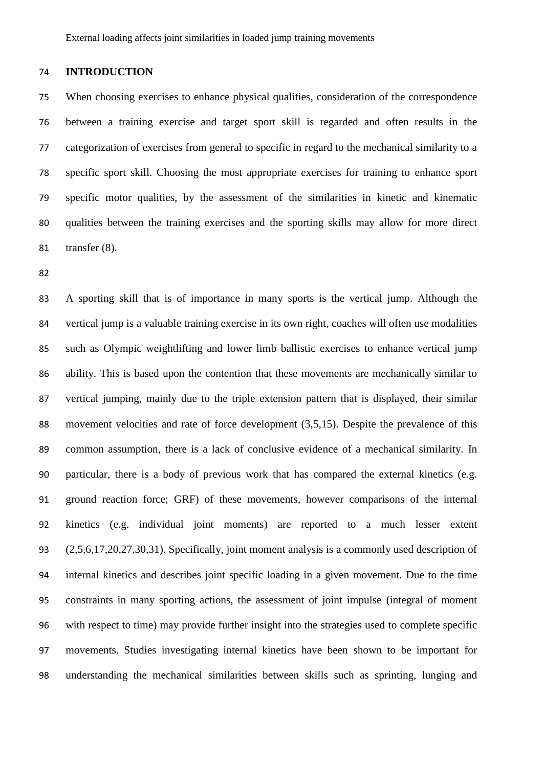## INTRODUCTION

When choosing exercises to enhance physical qualities, consideration of the correspondence between a training exercise and target sport skill is regarded and often results in the categorization of exercises from general to specific in regard to the mechanical similarity to a specific sport skill. Choosing the most appropriate exercises for training to enhance sport specific motor qualities, by the assessment of the similarities in kinetic and kinematic qualities between the training exercises and the sporting skills may allow for more direct transfer (8).

A sporting skill that is of importance in many sports is the vertical jump. Although the vertical jump is a valuable training exercise in its own right, coaches will often use modalities such as Olympic weightlifting and lower limb ballistic exercises to enhance vertical jump ability. This is based upon the contention that these movements are mechanically similar to vertical jumping, mainly due to the triple extension pattern that is displayed, their similar movement velocities and rate of force development (3,5,15). Despite the prevalence of this common assumption, there is a lack of conclusive evidence of a mechanical similarity. In particular, there is a body of previous work that has compared the external kinetics (e.g. ground reaction force; GRF) of these movements, however comparisons of the internal kinetics (e.g. individual joint moments) are reported to a much lesser extent (2,5,6,17,20,27,30,31). Specifically, joint moment analysis is a commonly used description of internal kinetics and describes joint specific loading in a given movement. Due to the time constraints in many sporting actions, the assessment of joint impulse (integral of moment with respect to time) may provide further insight into the strategies used to complete specific movements. Studies investigating internal kinetics have been shown to be important for understanding the mechanical similarities between skills such as sprinting, lunging and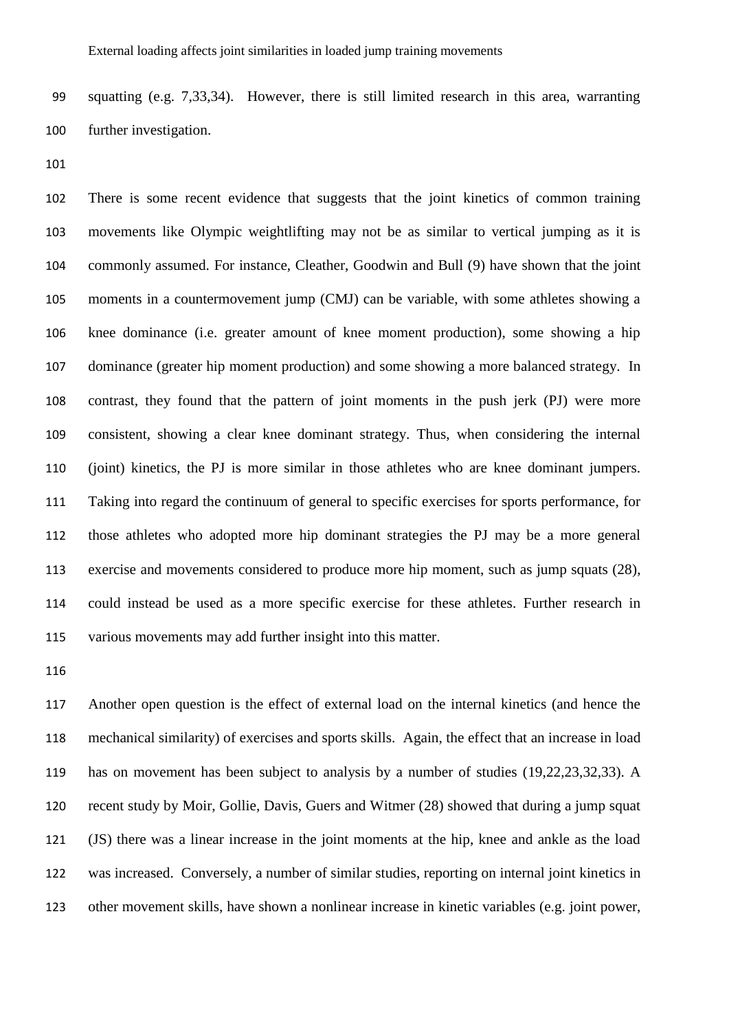squatting (e.g. 7,33,34). However, there is still limited research in this area, warranting further investigation.

There is some recent evidence that suggests that the joint kinetics of common training movements like Olympic weightlifting may not be as similar to vertical jumping as it is commonly assumed. For instance, Cleather, Goodwin and Bull (9) have shown that the joint moments in a countermovement jump (CMJ) can be variable, with some athletes showing a knee dominance (i.e. greater amount of knee moment production), some showing a hip dominance (greater hip moment production) and some showing a more balanced strategy. In contrast, they found that the pattern of joint moments in the push jerk (PJ) were more consistent, showing a clear knee dominant strategy. Thus, when considering the internal (joint) kinetics, the PJ is more similar in those athletes who are knee dominant jumpers. Taking into regard the continuum of general to specific exercises for sports performance, for those athletes who adopted more hip dominant strategies the PJ may be a more general exercise and movements considered to produce more hip moment, such as jump squats (28), could instead be used as a more specific exercise for these athletes. Further research in various movements may add further insight into this matter.

Another open question is the effect of external load on the internal kinetics (and hence the mechanical similarity) of exercises and sports skills. Again, the effect that an increase in load has on movement has been subject to analysis by a number of studies (19,22,23,32,33). A recent study by Moir, Gollie, Davis, Guers and Witmer (28) showed that during a jump squat (JS) there was a linear increase in the joint moments at the hip, knee and ankle as the load was increased. Conversely, a number of similar studies, reporting on internal joint kinetics in other movement skills, have shown a nonlinear increase in kinetic variables (e.g. joint power,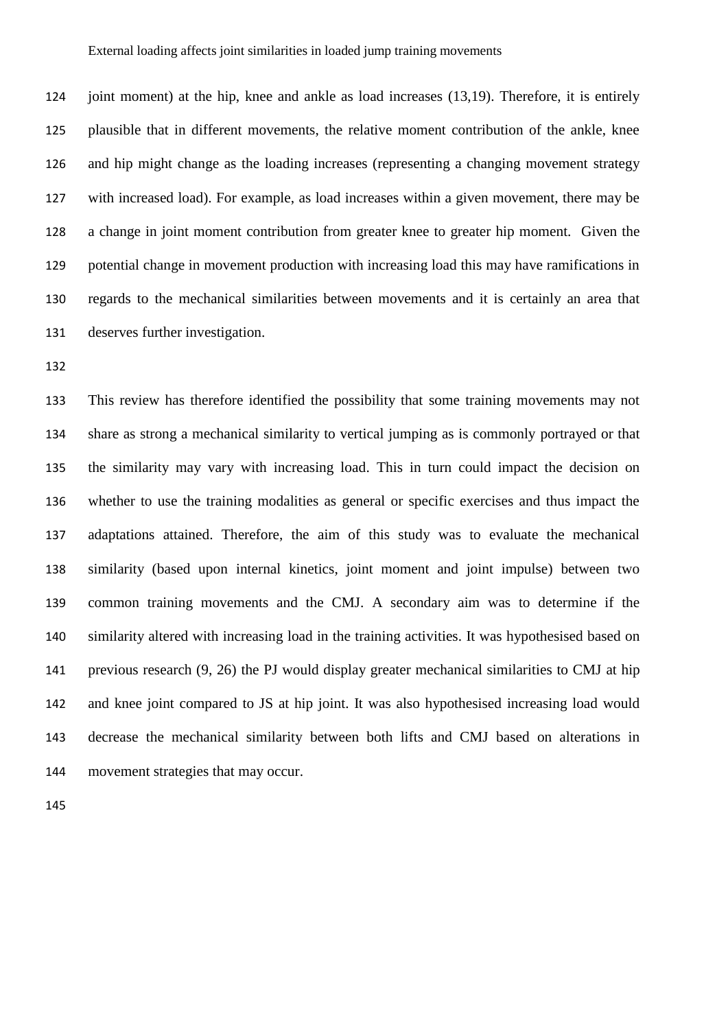joint moment) at the hip, knee and ankle as load increases (13,19). Therefore, it is entirely plausible that in different movements, the relative moment contribution of the ankle, knee and hip might change as the loading increases (representing a changing movement strategy with increased load). For example, as load increases within a given movement, there may be a change in joint moment contribution from greater knee to greater hip moment. Given the potential change in movement production with increasing load this may have ramifications in regards to the mechanical similarities between movements and it is certainly an area that deserves further investigation.

This review has therefore identified the possibility that some training movements may not share as strong a mechanical similarity to vertical jumping as is commonly portrayed or that the similarity may vary with increasing load. This in turn could impact the decision on whether to use the training modalities as general or specific exercises and thus impact the adaptations attained. Therefore, the aim of this study was to evaluate the mechanical similarity (based upon internal kinetics, joint moment and joint impulse) between two common training movements and the CMJ. A secondary aim was to determine if the similarity altered with increasing load in the training activities. It was hypothesised based on previous research (9, 26) the PJ would display greater mechanical similarities to CMJ at hip and knee joint compared to JS at hip joint. It was also hypothesised increasing load would decrease the mechanical similarity between both lifts and CMJ based on alterations in movement strategies that may occur.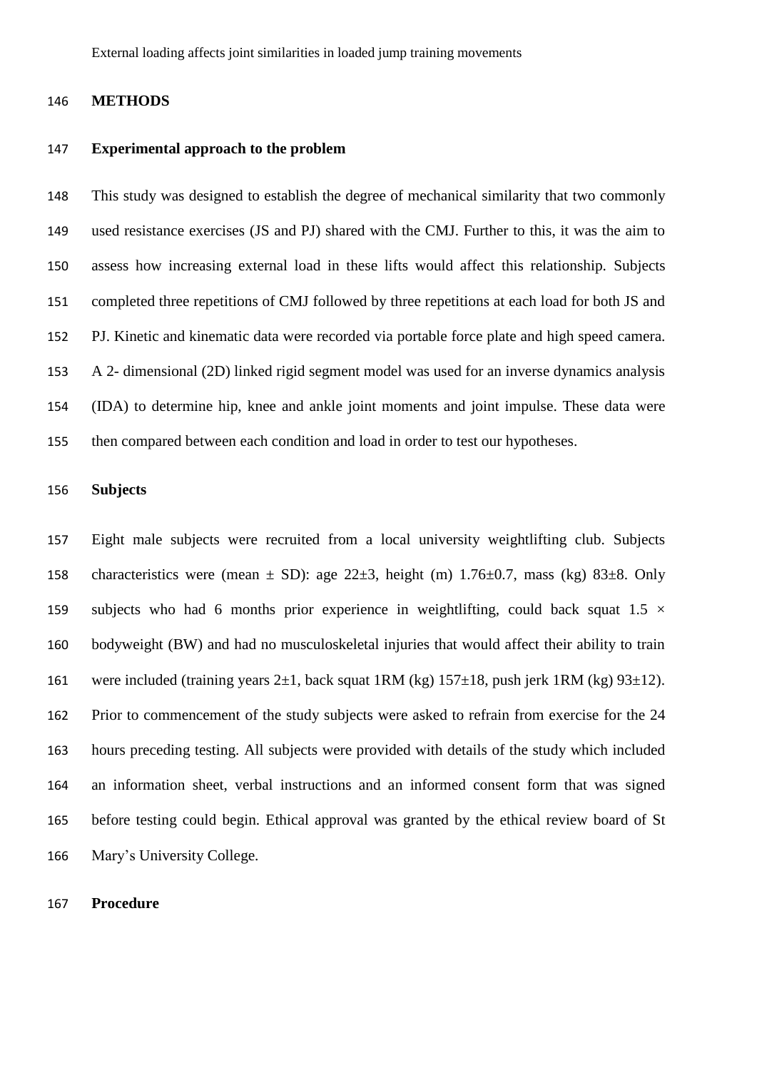## METHODS

### Experimental approach to the problem

This study was designed to establish the degree of mechanical similarity that two commonly used resistance exercises (JS and PJ) shared with the CMJ. Further to this, it was the aim to assess how increasing external load in these lifts would affect this relationship. Subjects completed three repetitions of CMJ followed by three repetitions at each load for both JS and PJ. Kinetic and kinematic data were recorded via portable force plate and high speed camera. A 2- dimensional (2D) linked rigid segment model was used for an inverse dynamics analysis (IDA) to determine hip, knee and ankle joint moments and joint impulse. These data were then compared between each condition and load in order to test our hypotheses.

### Subjects

Eight male subjects were recruited from a local university weightlifting club. Subjects characteristics were (mean ± SD): age 22±3, height (m) 1.76±0.7, mass (kg) 83±8. Only subjects who had 6 months prior experience in weightlifting, could back squat 1.5 × bodyweight (BW) and had no musculoskeletal injuries that would affect their ability to train were included (training years 2±1, back squat 1RM (kg) 157±18, push jerk 1RM (kg) 93±12). Prior to commencement of the study subjects were asked to refrain from exercise for the 24 hours preceding testing. All subjects were provided with details of the study which included an information sheet, verbal instructions and an informed consent form that was signed before testing could begin. Ethical approval was granted by the ethical review board of St Mary's University College.

### Procedure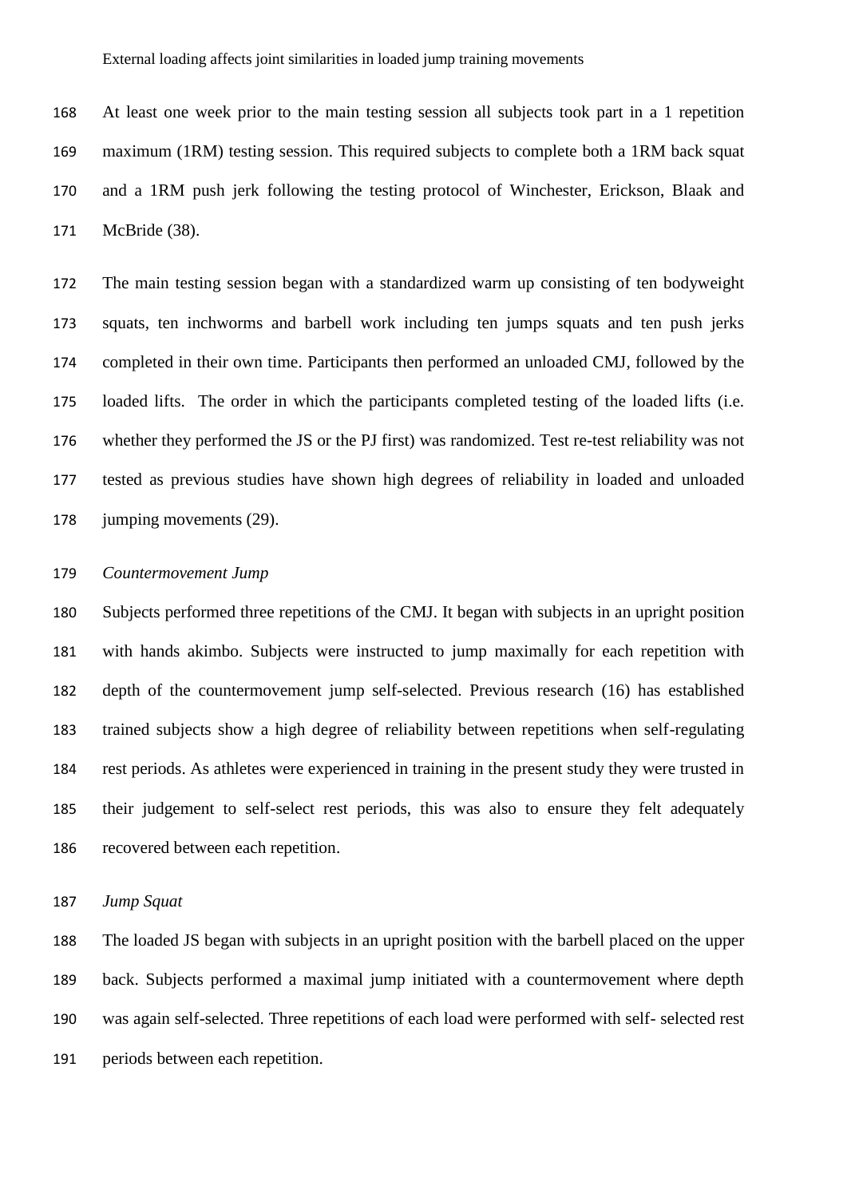At least one week prior to the main testing session all subjects took part in a 1 repetition maximum (1RM) testing session. This required subjects to complete both a 1RM back squat and a 1RM push jerk following the testing protocol of Winchester, Erickson, Blaak and McBride (38).

The main testing session began with a standardized warm up consisting of ten bodyweight squats, ten inchworms and barbell work including ten jumps squats and ten push jerks completed in their own time. Participants then performed an unloaded CMJ, followed by the loaded lifts. The order in which the participants completed testing of the loaded lifts (i.e. whether they performed the JS or the PJ first) was randomized. Test re-test reliability was not tested as previous studies have shown high degrees of reliability in loaded and unloaded jumping movements (29).

*Countermovement Jump*

Subjects performed three repetitions of the CMJ. It began with subjects in an upright position with hands akimbo. Subjects were instructed to jump maximally for each repetition with depth of the countermovement jump self-selected. Previous research (16) has established trained subjects show a high degree of reliability between repetitions when self-regulating rest periods. As athletes were experienced in training in the present study they were trusted in their judgement to self-select rest periods, this was also to ensure they felt adequately recovered between each repetition.

*Jump Squat*

The loaded JS began with subjects in an upright position with the barbell placed on the upper back. Subjects performed a maximal jump initiated with a countermovement where depth was again self-selected. Three repetitions of each load were performed with self- selected rest periods between each repetition.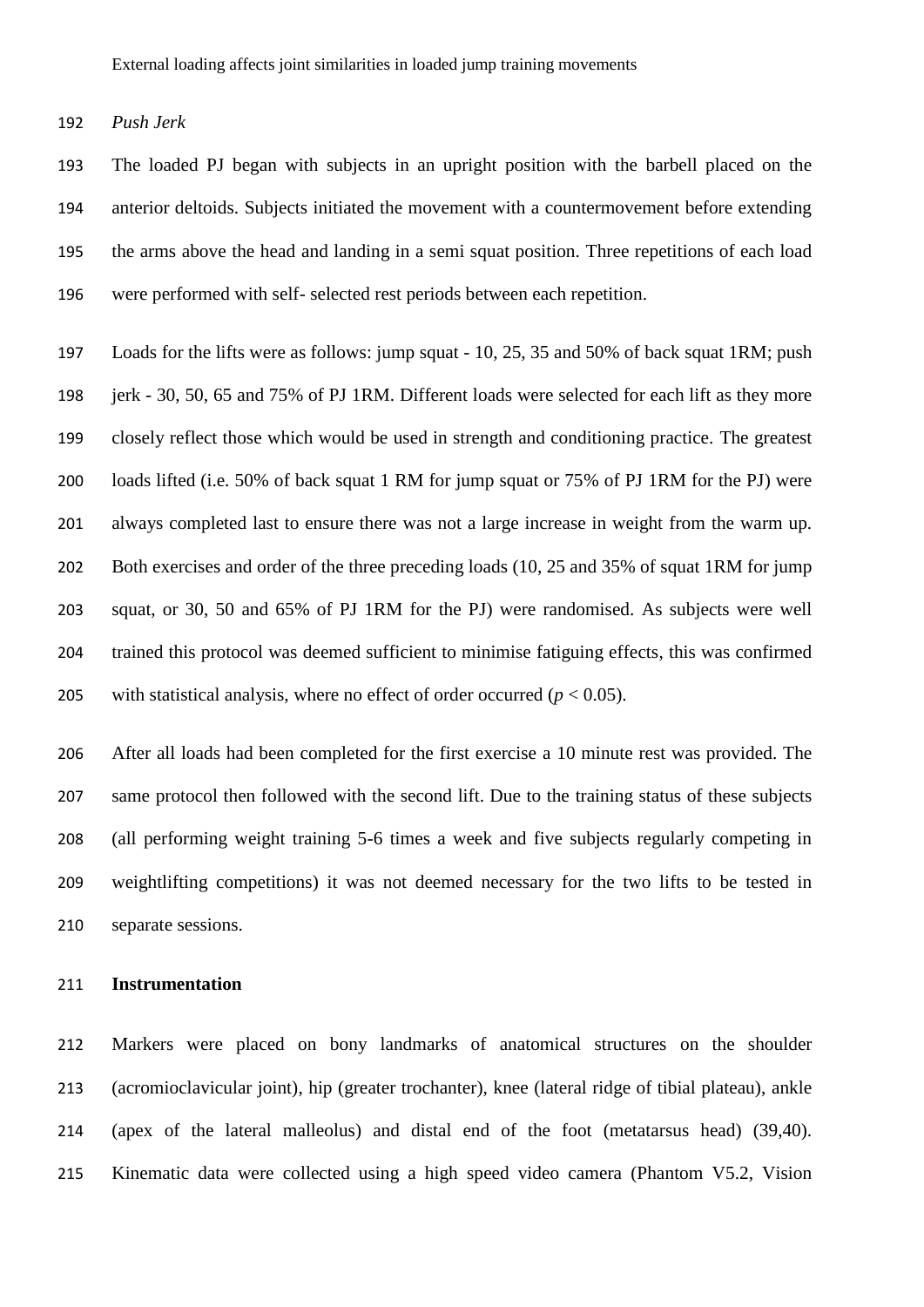*Push Jerk*

The loaded PJ began with subjects in an upright position with the barbell placed on the anterior deltoids. Subjects initiated the movement with a countermovement before extending the arms above the head and landing in a semi squat position. Three repetitions of each load were performed with self- selected rest periods between each repetition.

Loads for the lifts were as follows: jump squat - 10, 25, 35 and 50% of back squat 1RM; push jerk - 30, 50, 65 and 75% of PJ 1RM. Different loads were selected for each lift as they more closely reflect those which would be used in strength and conditioning practice. The greatest loads lifted (i.e. 50% of back squat 1 RM for jump squat or 75% of PJ 1RM for the PJ) were always completed last to ensure there was not a large increase in weight from the warm up. Both exercises and order of the three preceding loads (10, 25 and 35% of squat 1RM for jump squat, or 30, 50 and 65% of PJ 1RM for the PJ) were randomised. As subjects were well trained this protocol was deemed sufficient to minimise fatiguing effects, this was confirmed with statistical analysis, where no effect of order occurred ($p < 0.05$).

After all loads had been completed for the first exercise a 10 minute rest was provided. The same protocol then followed with the second lift. Due to the training status of these subjects (all performing weight training 5-6 times a week and five subjects regularly competing in weightlifting competitions) it was not deemed necessary for the two lifts to be tested in separate sessions.

**Instrumentation**

Markers were placed on bony landmarks of anatomical structures on the shoulder (acromioclavicular joint), hip (greater trochanter), knee (lateral ridge of tibial plateau), ankle (apex of the lateral malleolus) and distal end of the foot (metatarsus head) (39,40). Kinematic data were collected using a high speed video camera (Phantom V5.2, Vision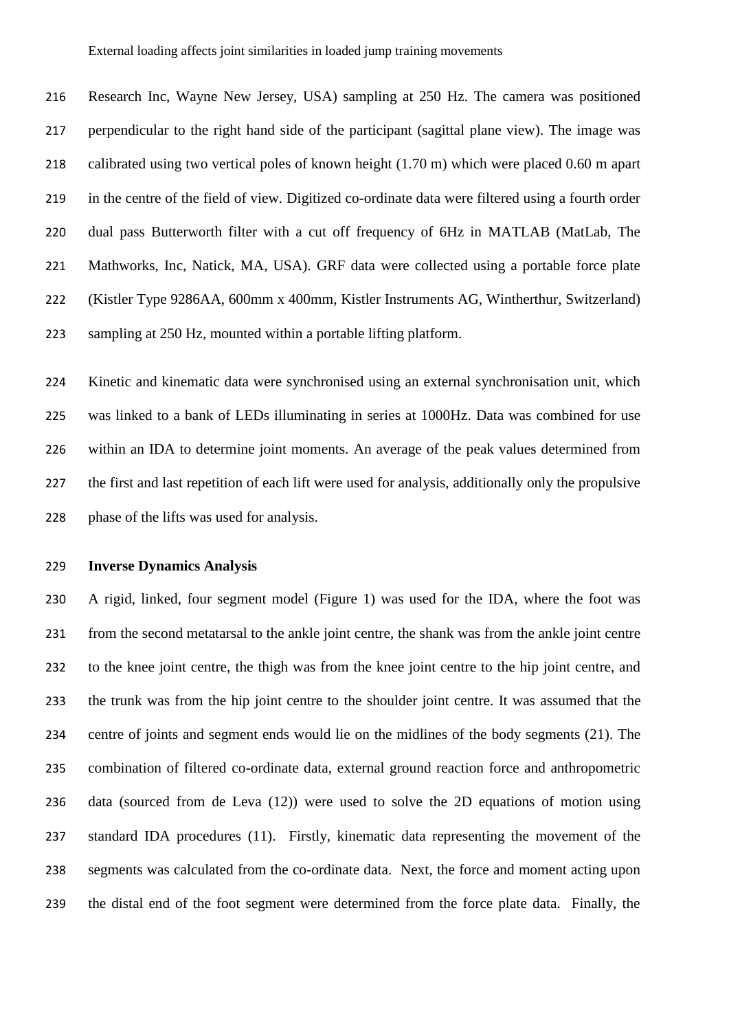Research Inc, Wayne New Jersey, USA) sampling at 250 Hz. The camera was positioned perpendicular to the right hand side of the participant (sagittal plane view). The image was calibrated using two vertical poles of known height (1.70 m) which were placed 0.60 m apart in the centre of the field of view. Digitized co-ordinate data were filtered using a fourth order dual pass Butterworth filter with a cut off frequency of 6Hz in MATLAB (MatLab, The Mathworks, Inc, Natick, MA, USA). GRF data were collected using a portable force plate (Kistler Type 9286AA, 600mm x 400mm, Kistler Instruments AG, Wintherthur, Switzerland) sampling at 250 Hz, mounted within a portable lifting platform.

Kinetic and kinematic data were synchronised using an external synchronisation unit, which was linked to a bank of LEDs illuminating in series at 1000Hz. Data was combined for use within an IDA to determine joint moments. An average of the peak values determined from the first and last repetition of each lift were used for analysis, additionally only the propulsive phase of the lifts was used for analysis.

**Inverse Dynamics Analysis**

A rigid, linked, four segment model (Figure 1) was used for the IDA, where the foot was from the second metatarsal to the ankle joint centre, the shank was from the ankle joint centre to the knee joint centre, the thigh was from the knee joint centre to the hip joint centre, and the trunk was from the hip joint centre to the shoulder joint centre. It was assumed that the centre of joints and segment ends would lie on the midlines of the body segments (21). The combination of filtered co-ordinate data, external ground reaction force and anthropometric data (sourced from de Leva (12)) were used to solve the 2D equations of motion using standard IDA procedures (11). Firstly, kinematic data representing the movement of the segments was calculated from the co-ordinate data. Next, the force and moment acting upon the distal end of the foot segment were determined from the force plate data. Finally, the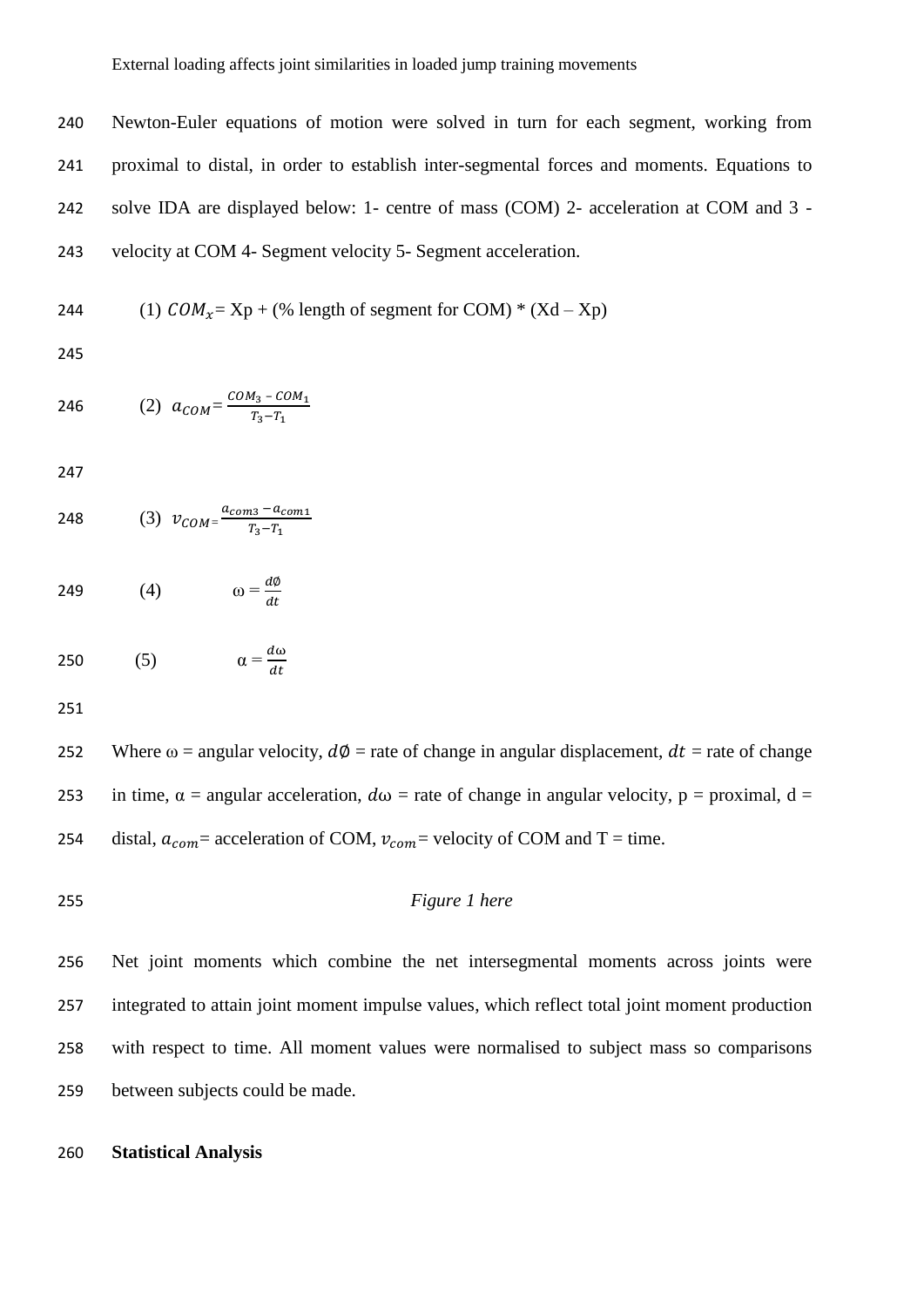Newton-Euler equations of motion were solved in turn for each segment, working from proximal to distal, in order to establish inter-segmental forces and moments. Equations to solve IDA are displayed below: 1- centre of mass (COM) 2- acceleration at COM and 3 - velocity at COM 4- Segment velocity 5- Segment acceleration.

$$(1)\quad COM_x = Xp + (\text{\% length of segment for COM}) * (Xd - Xp)$$

$$(2)\quad a_{COM} = \frac{COM_3 - COM_1}{T_3 - T_1}$$

$$(3)\quad v_{COM} = \frac{a_{com3} - a_{com1}}{T_3 - T_1}$$

$$(4)\quad \omega = \frac{d\emptyset}{dt}$$

$$(5)\quad \alpha = \frac{d\omega}{dt}$$

Where ω = angular velocity, $d\emptyset$ = rate of change in angular displacement, $dt$ = rate of change in time, α = angular acceleration, $d\omega$ = rate of change in angular velocity, p = proximal, d = distal, $a_{com}$ = acceleration of COM, $v_{com}$ = velocity of COM and T = time.

*Figure 1 here*

Net joint moments which combine the net intersegmental moments across joints were integrated to attain joint moment impulse values, which reflect total joint moment production with respect to time. All moment values were normalised to subject mass so comparisons between subjects could be made.

**Statistical Analysis**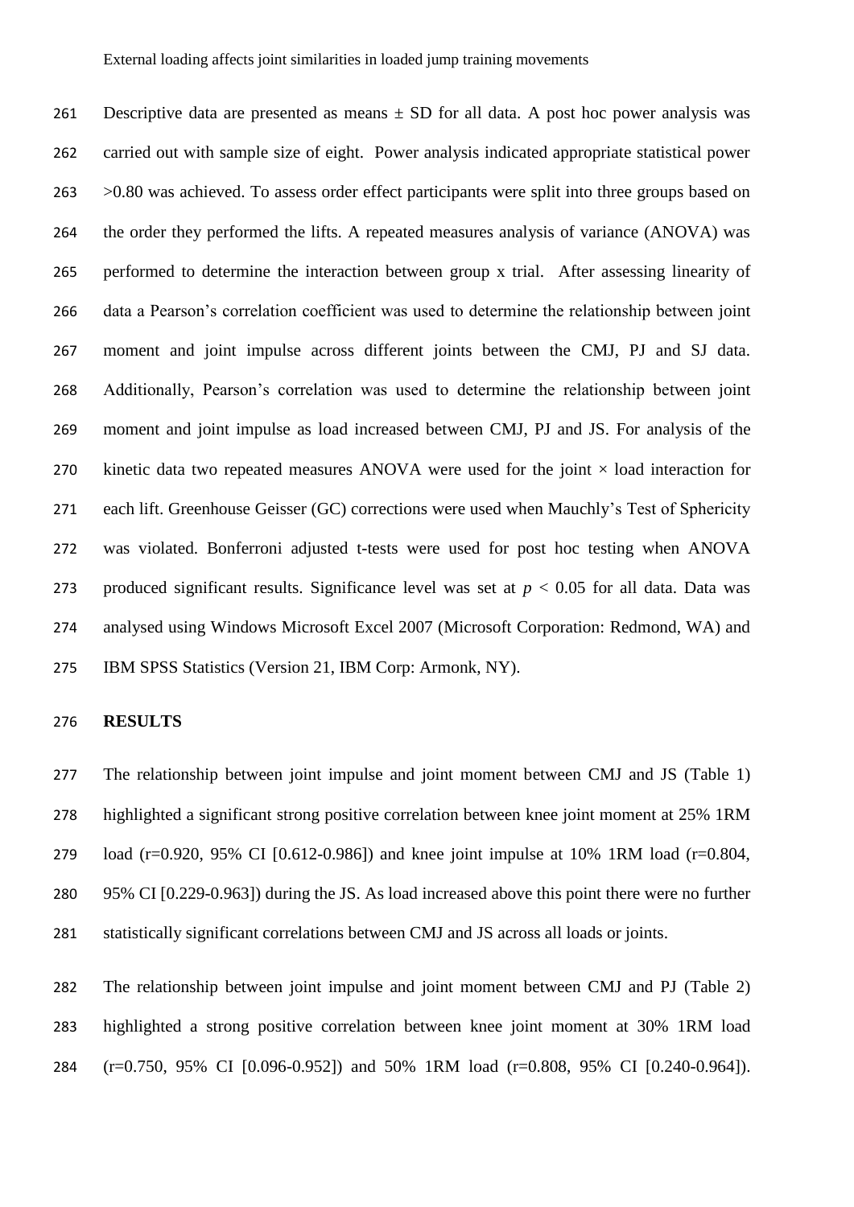Descriptive data are presented as means ± SD for all data. A post hoc power analysis was carried out with sample size of eight. Power analysis indicated appropriate statistical power >0.80 was achieved. To assess order effect participants were split into three groups based on the order they performed the lifts. A repeated measures analysis of variance (ANOVA) was performed to determine the interaction between group x trial. After assessing linearity of data a Pearson's correlation coefficient was used to determine the relationship between joint moment and joint impulse across different joints between the CMJ, PJ and SJ data. Additionally, Pearson's correlation was used to determine the relationship between joint moment and joint impulse as load increased between CMJ, PJ and JS. For analysis of the kinetic data two repeated measures ANOVA were used for the joint × load interaction for each lift. Greenhouse Geisser (GC) corrections were used when Mauchly's Test of Sphericity was violated. Bonferroni adjusted t-tests were used for post hoc testing when ANOVA produced significant results. Significance level was set at $p < 0.05$ for all data. Data was analysed using Windows Microsoft Excel 2007 (Microsoft Corporation: Redmond, WA) and IBM SPSS Statistics (Version 21, IBM Corp: Armonk, NY).

## RESULTS

The relationship between joint impulse and joint moment between CMJ and JS (Table 1) highlighted a significant strong positive correlation between knee joint moment at 25% 1RM load (r=0.920, 95% CI [0.612-0.986]) and knee joint impulse at 10% 1RM load (r=0.804, 95% CI [0.229-0.963]) during the JS. As load increased above this point there were no further statistically significant correlations between CMJ and JS across all loads or joints.

The relationship between joint impulse and joint moment between CMJ and PJ (Table 2) highlighted a strong positive correlation between knee joint moment at 30% 1RM load (r=0.750, 95% CI [0.096-0.952]) and 50% 1RM load (r=0.808, 95% CI [0.240-0.964]).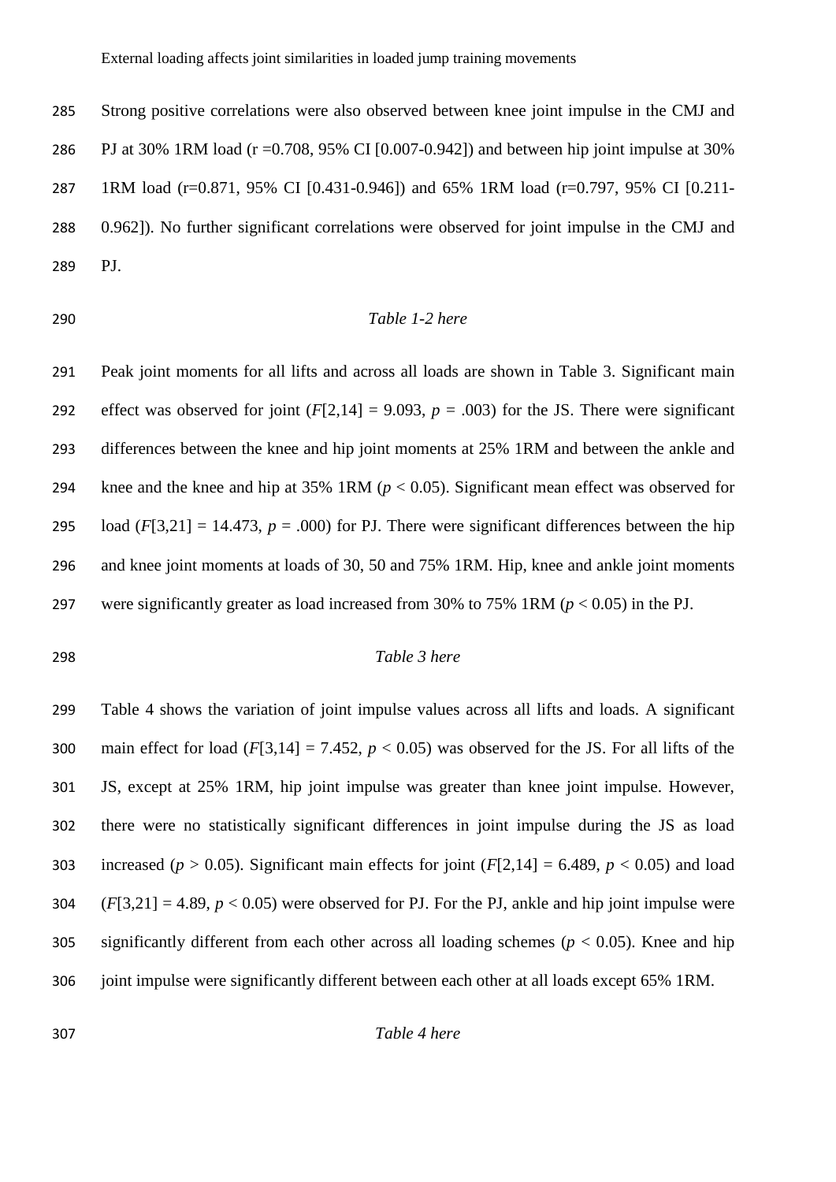Strong positive correlations were also observed between knee joint impulse in the CMJ and PJ at 30% 1RM load (r =0.708, 95% CI [0.007-0.942]) and between hip joint impulse at 30% 1RM load (r=0.871, 95% CI [0.431-0.946]) and 65% 1RM load (r=0.797, 95% CI [0.211-0.962]). No further significant correlations were observed for joint impulse in the CMJ and PJ.

*Table 1-2 here*

Peak joint moments for all lifts and across all loads are shown in Table 3. Significant main effect was observed for joint ($F[2,14] = 9.093$, $p = .003$) for the JS. There were significant differences between the knee and hip joint moments at 25% 1RM and between the ankle and knee and the knee and hip at 35% 1RM ($p < 0.05$). Significant mean effect was observed for load ($F[3,21] = 14.473$, $p = .000$) for PJ. There were significant differences between the hip and knee joint moments at loads of 30, 50 and 75% 1RM. Hip, knee and ankle joint moments were significantly greater as load increased from 30% to 75% 1RM ($p < 0.05$) in the PJ.

*Table 3 here*

Table 4 shows the variation of joint impulse values across all lifts and loads. A significant main effect for load ($F[3,14] = 7.452$, $p < 0.05$) was observed for the JS. For all lifts of the JS, except at 25% 1RM, hip joint impulse was greater than knee joint impulse. However, there were no statistically significant differences in joint impulse during the JS as load increased ($p > 0.05$). Significant main effects for joint ($F[2,14] = 6.489$, $p < 0.05$) and load ($F[3,21] = 4.89$, $p < 0.05$) were observed for PJ. For the PJ, ankle and hip joint impulse were significantly different from each other across all loading schemes ($p < 0.05$). Knee and hip joint impulse were significantly different between each other at all loads except 65% 1RM.

*Table 4 here*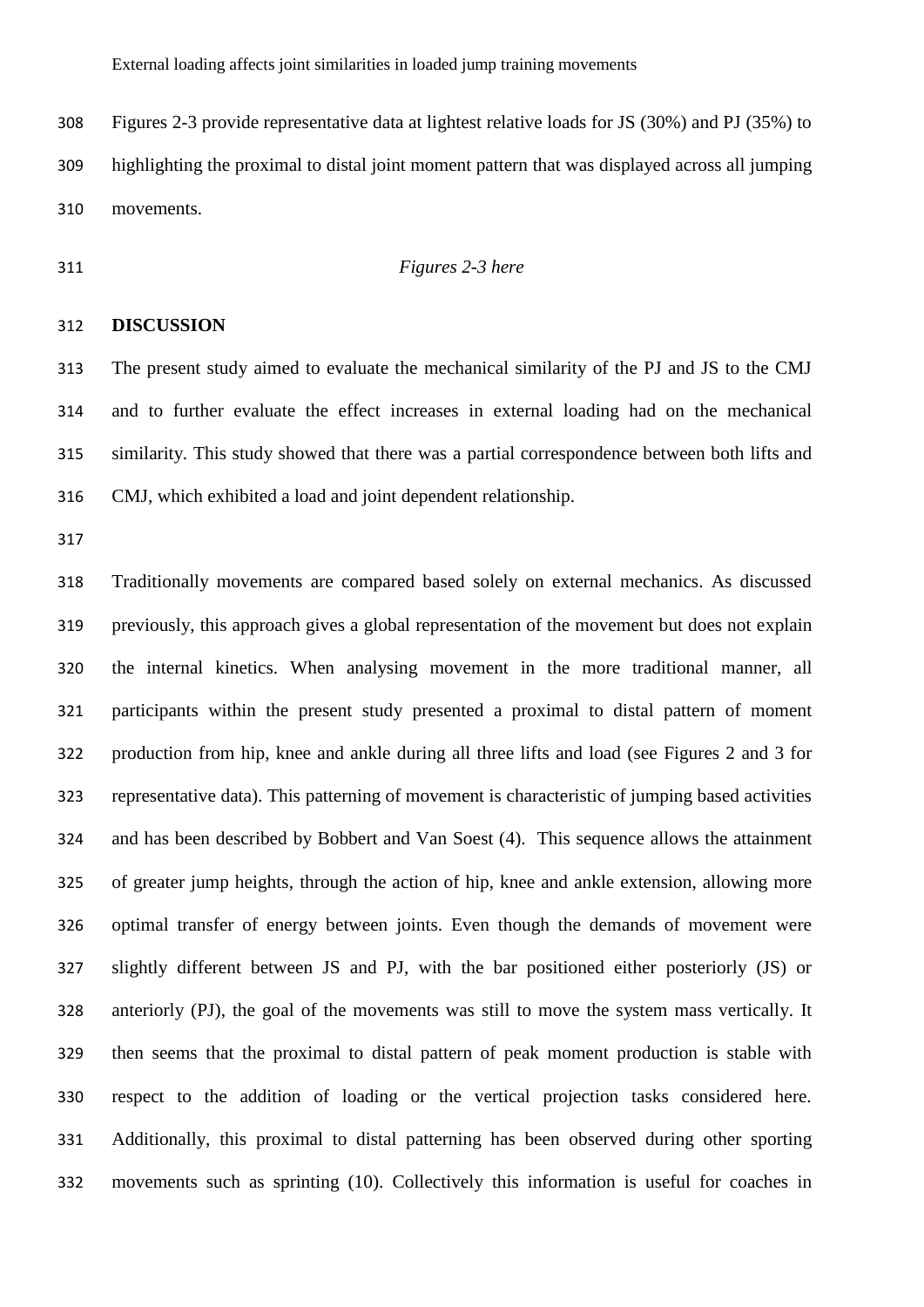Figures 2-3 provide representative data at lightest relative loads for JS (30%) and PJ (35%) to highlighting the proximal to distal joint moment pattern that was displayed across all jumping movements.

*Figures 2-3 here*

## DISCUSSION

The present study aimed to evaluate the mechanical similarity of the PJ and JS to the CMJ and to further evaluate the effect increases in external loading had on the mechanical similarity. This study showed that there was a partial correspondence between both lifts and CMJ, which exhibited a load and joint dependent relationship.

Traditionally movements are compared based solely on external mechanics. As discussed previously, this approach gives a global representation of the movement but does not explain the internal kinetics. When analysing movement in the more traditional manner, all participants within the present study presented a proximal to distal pattern of moment production from hip, knee and ankle during all three lifts and load (see Figures 2 and 3 for representative data). This patterning of movement is characteristic of jumping based activities and has been described by Bobbert and Van Soest (4). This sequence allows the attainment of greater jump heights, through the action of hip, knee and ankle extension, allowing more optimal transfer of energy between joints. Even though the demands of movement were slightly different between JS and PJ, with the bar positioned either posteriorly (JS) or anteriorly (PJ), the goal of the movements was still to move the system mass vertically. It then seems that the proximal to distal pattern of peak moment production is stable with respect to the addition of loading or the vertical projection tasks considered here. Additionally, this proximal to distal patterning has been observed during other sporting movements such as sprinting (10). Collectively this information is useful for coaches in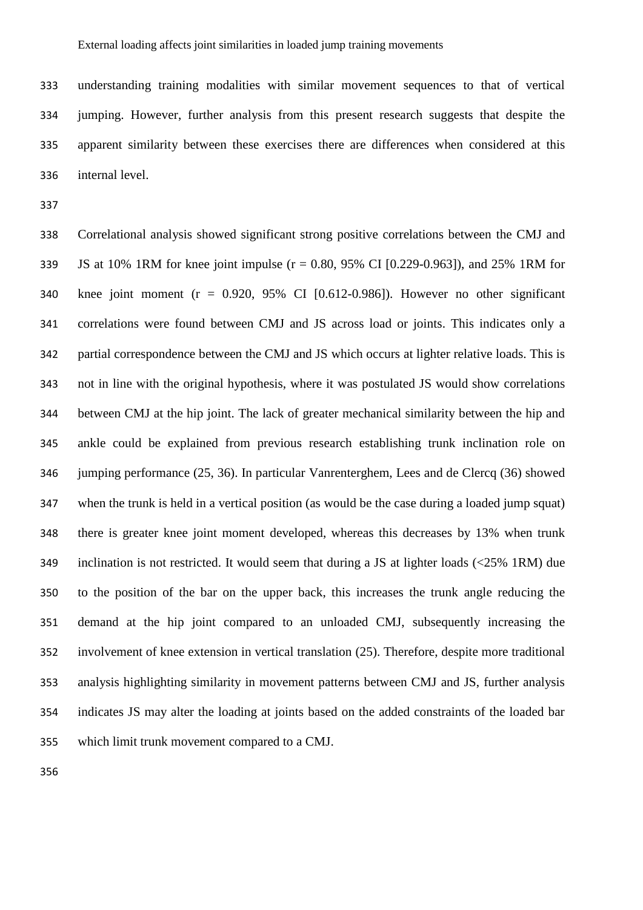understanding training modalities with similar movement sequences to that of vertical jumping. However, further analysis from this present research suggests that despite the apparent similarity between these exercises there are differences when considered at this internal level.

Correlational analysis showed significant strong positive correlations between the CMJ and JS at 10% 1RM for knee joint impulse ($r = 0.80$, 95% CI [0.229-0.963]), and 25% 1RM for knee joint moment ($r = 0.920$, 95% CI [0.612-0.986]). However no other significant correlations were found between CMJ and JS across load or joints. This indicates only a partial correspondence between the CMJ and JS which occurs at lighter relative loads. This is not in line with the original hypothesis, where it was postulated JS would show correlations between CMJ at the hip joint. The lack of greater mechanical similarity between the hip and ankle could be explained from previous research establishing trunk inclination role on jumping performance (25, 36). In particular Vanrenterghem, Lees and de Clercq (36) showed when the trunk is held in a vertical position (as would be the case during a loaded jump squat) there is greater knee joint moment developed, whereas this decreases by 13% when trunk inclination is not restricted. It would seem that during a JS at lighter loads (<25% 1RM) due to the position of the bar on the upper back, this increases the trunk angle reducing the demand at the hip joint compared to an unloaded CMJ, subsequently increasing the involvement of knee extension in vertical translation (25). Therefore, despite more traditional analysis highlighting similarity in movement patterns between CMJ and JS, further analysis indicates JS may alter the loading at joints based on the added constraints of the loaded bar which limit trunk movement compared to a CMJ.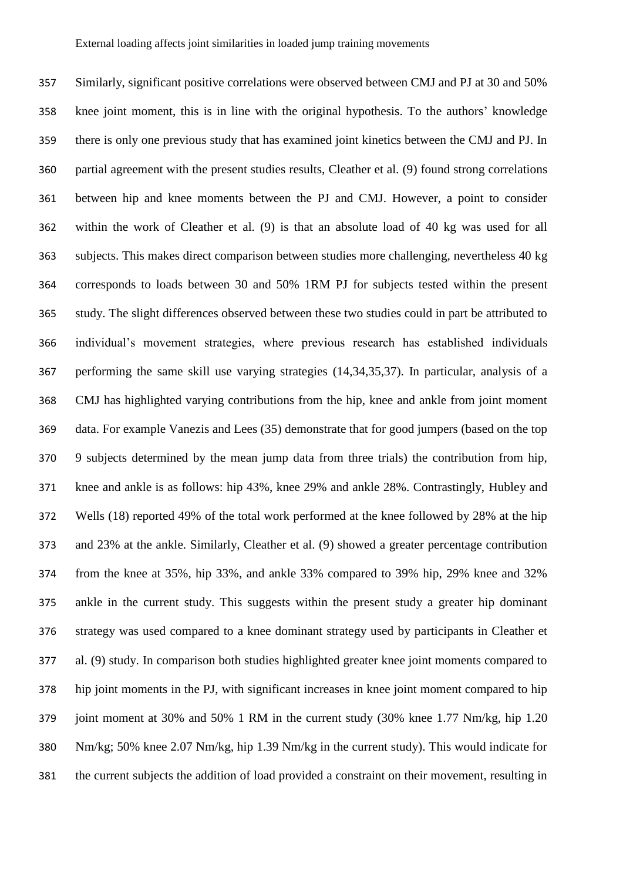Similarly, significant positive correlations were observed between CMJ and PJ at 30 and 50% knee joint moment, this is in line with the original hypothesis. To the authors' knowledge there is only one previous study that has examined joint kinetics between the CMJ and PJ. In partial agreement with the present studies results, Cleather et al. (9) found strong correlations between hip and knee moments between the PJ and CMJ. However, a point to consider within the work of Cleather et al. (9) is that an absolute load of 40 kg was used for all subjects. This makes direct comparison between studies more challenging, nevertheless 40 kg corresponds to loads between 30 and 50% 1RM PJ for subjects tested within the present study. The slight differences observed between these two studies could in part be attributed to individual's movement strategies, where previous research has established individuals performing the same skill use varying strategies (14,34,35,37). In particular, analysis of a CMJ has highlighted varying contributions from the hip, knee and ankle from joint moment data. For example Vanezis and Lees (35) demonstrate that for good jumpers (based on the top 9 subjects determined by the mean jump data from three trials) the contribution from hip, knee and ankle is as follows: hip 43%, knee 29% and ankle 28%. Contrastingly, Hubley and Wells (18) reported 49% of the total work performed at the knee followed by 28% at the hip and 23% at the ankle. Similarly, Cleather et al. (9) showed a greater percentage contribution from the knee at 35%, hip 33%, and ankle 33% compared to 39% hip, 29% knee and 32% ankle in the current study. This suggests within the present study a greater hip dominant strategy was used compared to a knee dominant strategy used by participants in Cleather et al. (9) study. In comparison both studies highlighted greater knee joint moments compared to hip joint moments in the PJ, with significant increases in knee joint moment compared to hip joint moment at 30% and 50% 1 RM in the current study (30% knee 1.77 Nm/kg, hip 1.20 Nm/kg; 50% knee 2.07 Nm/kg, hip 1.39 Nm/kg in the current study). This would indicate for the current subjects the addition of load provided a constraint on their movement, resulting in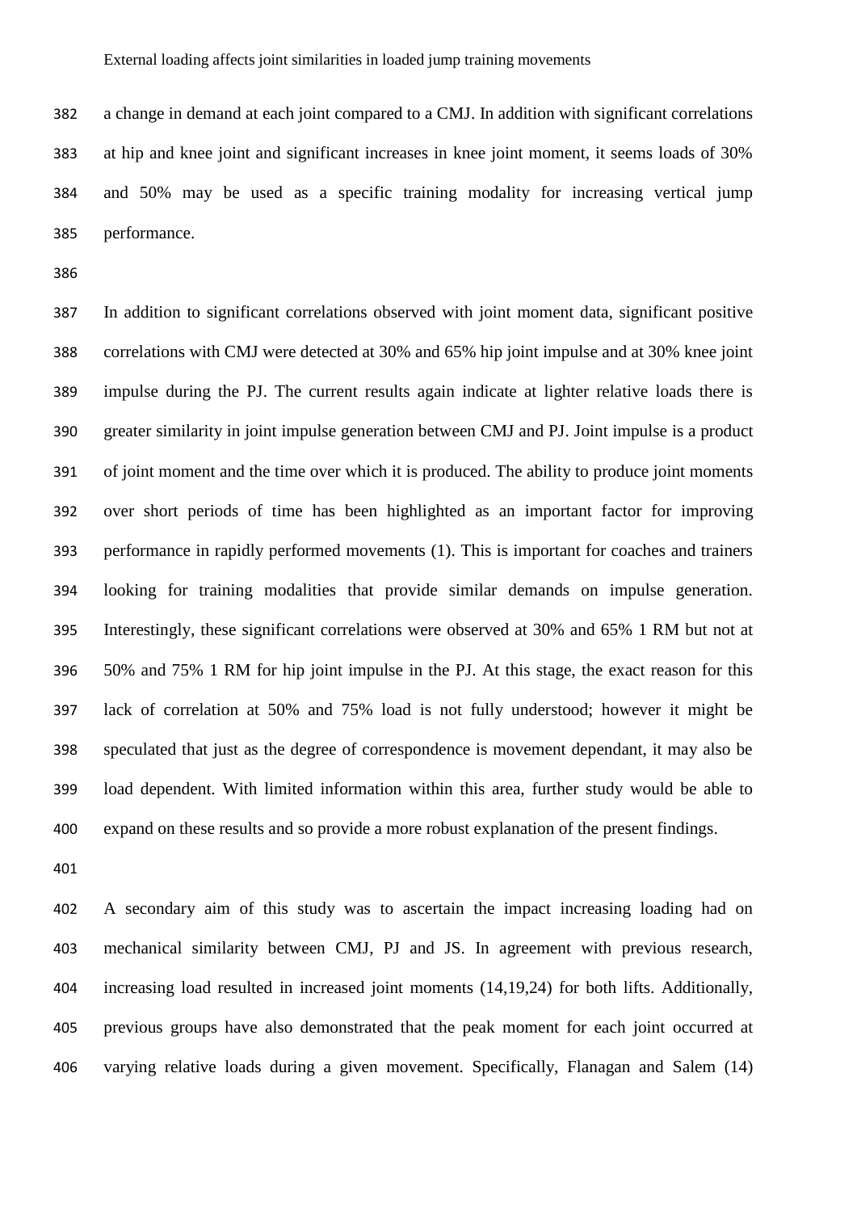a change in demand at each joint compared to a CMJ. In addition with significant correlations at hip and knee joint and significant increases in knee joint moment, it seems loads of 30% and 50% may be used as a specific training modality for increasing vertical jump performance.

In addition to significant correlations observed with joint moment data, significant positive correlations with CMJ were detected at 30% and 65% hip joint impulse and at 30% knee joint impulse during the PJ. The current results again indicate at lighter relative loads there is greater similarity in joint impulse generation between CMJ and PJ. Joint impulse is a product of joint moment and the time over which it is produced. The ability to produce joint moments over short periods of time has been highlighted as an important factor for improving performance in rapidly performed movements (1). This is important for coaches and trainers looking for training modalities that provide similar demands on impulse generation. Interestingly, these significant correlations were observed at 30% and 65% 1 RM but not at 50% and 75% 1 RM for hip joint impulse in the PJ. At this stage, the exact reason for this lack of correlation at 50% and 75% load is not fully understood; however it might be speculated that just as the degree of correspondence is movement dependant, it may also be load dependent. With limited information within this area, further study would be able to expand on these results and so provide a more robust explanation of the present findings.

A secondary aim of this study was to ascertain the impact increasing loading had on mechanical similarity between CMJ, PJ and JS. In agreement with previous research, increasing load resulted in increased joint moments (14,19,24) for both lifts. Additionally, previous groups have also demonstrated that the peak moment for each joint occurred at varying relative loads during a given movement. Specifically, Flanagan and Salem (14)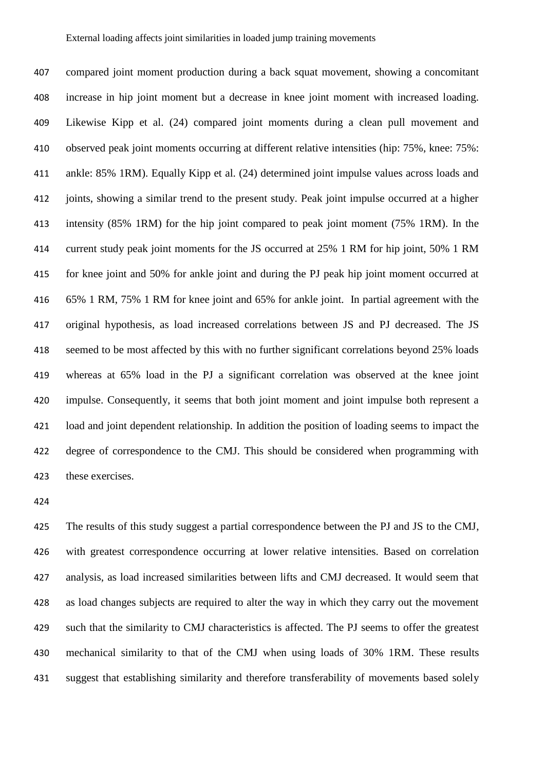compared joint moment production during a back squat movement, showing a concomitant increase in hip joint moment but a decrease in knee joint moment with increased loading. Likewise Kipp et al. (24) compared joint moments during a clean pull movement and observed peak joint moments occurring at different relative intensities (hip: 75%, knee: 75%: ankle: 85% 1RM). Equally Kipp et al. (24) determined joint impulse values across loads and joints, showing a similar trend to the present study. Peak joint impulse occurred at a higher intensity (85% 1RM) for the hip joint compared to peak joint moment (75% 1RM). In the current study peak joint moments for the JS occurred at 25% 1 RM for hip joint, 50% 1 RM for knee joint and 50% for ankle joint and during the PJ peak hip joint moment occurred at 65% 1 RM, 75% 1 RM for knee joint and 65% for ankle joint. In partial agreement with the original hypothesis, as load increased correlations between JS and PJ decreased. The JS seemed to be most affected by this with no further significant correlations beyond 25% loads whereas at 65% load in the PJ a significant correlation was observed at the knee joint impulse. Consequently, it seems that both joint moment and joint impulse both represent a load and joint dependent relationship. In addition the position of loading seems to impact the degree of correspondence to the CMJ. This should be considered when programming with these exercises.

The results of this study suggest a partial correspondence between the PJ and JS to the CMJ, with greatest correspondence occurring at lower relative intensities. Based on correlation analysis, as load increased similarities between lifts and CMJ decreased. It would seem that as load changes subjects are required to alter the way in which they carry out the movement such that the similarity to CMJ characteristics is affected. The PJ seems to offer the greatest mechanical similarity to that of the CMJ when using loads of 30% 1RM. These results suggest that establishing similarity and therefore transferability of movements based solely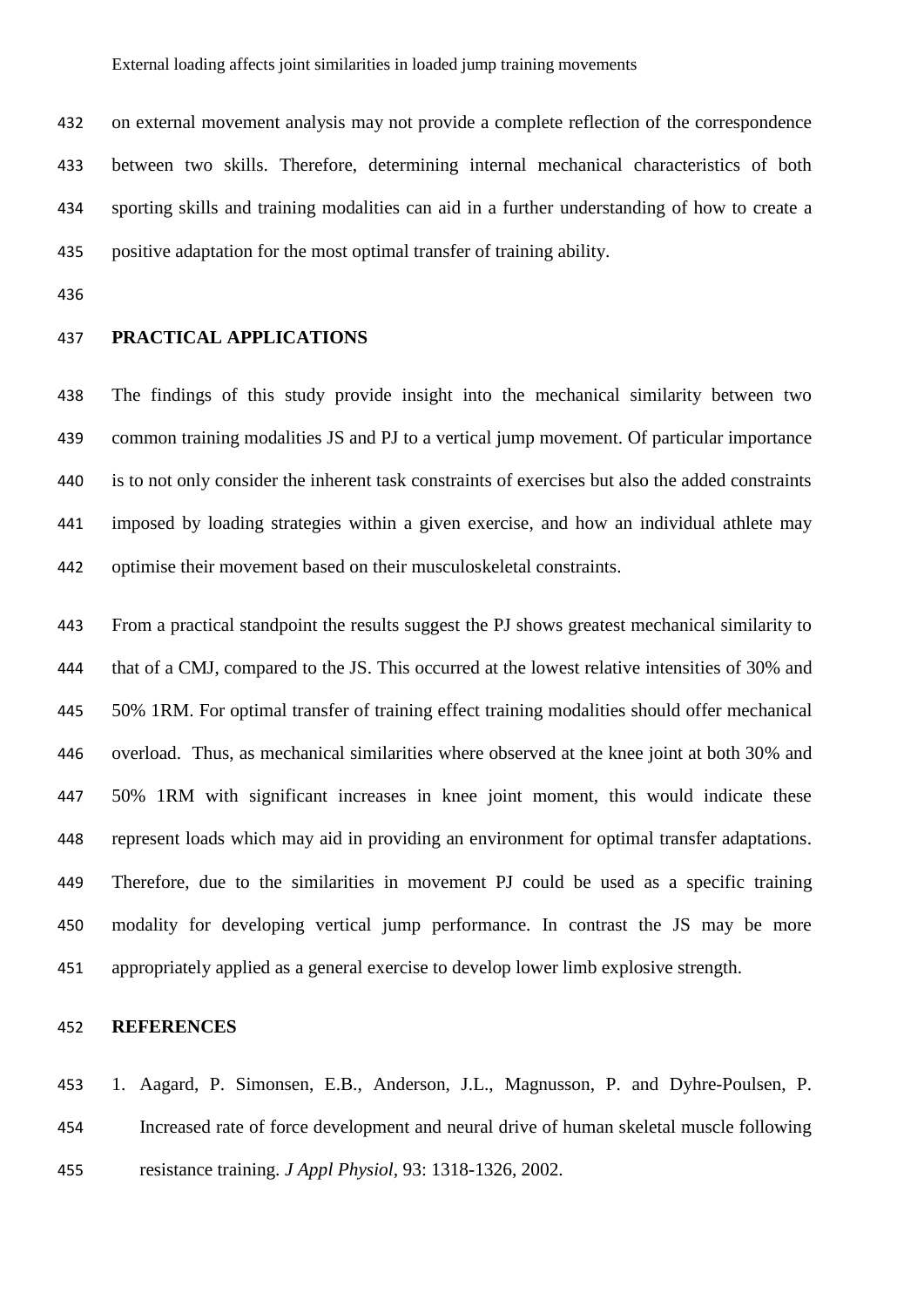on external movement analysis may not provide a complete reflection of the correspondence between two skills. Therefore, determining internal mechanical characteristics of both sporting skills and training modalities can aid in a further understanding of how to create a positive adaptation for the most optimal transfer of training ability.

## PRACTICAL APPLICATIONS

The findings of this study provide insight into the mechanical similarity between two common training modalities JS and PJ to a vertical jump movement. Of particular importance is to not only consider the inherent task constraints of exercises but also the added constraints imposed by loading strategies within a given exercise, and how an individual athlete may optimise their movement based on their musculoskeletal constraints.

From a practical standpoint the results suggest the PJ shows greatest mechanical similarity to that of a CMJ, compared to the JS. This occurred at the lowest relative intensities of 30% and 50% 1RM. For optimal transfer of training effect training modalities should offer mechanical overload. Thus, as mechanical similarities where observed at the knee joint at both 30% and 50% 1RM with significant increases in knee joint moment, this would indicate these represent loads which may aid in providing an environment for optimal transfer adaptations. Therefore, due to the similarities in movement PJ could be used as a specific training modality for developing vertical jump performance. In contrast the JS may be more appropriately applied as a general exercise to develop lower limb explosive strength.

## REFERENCES

1. Aagard, P. Simonsen, E.B., Anderson, J.L., Magnusson, P. and Dyhre-Poulsen, P. Increased rate of force development and neural drive of human skeletal muscle following resistance training. *J Appl Physiol*, 93: 1318-1326, 2002.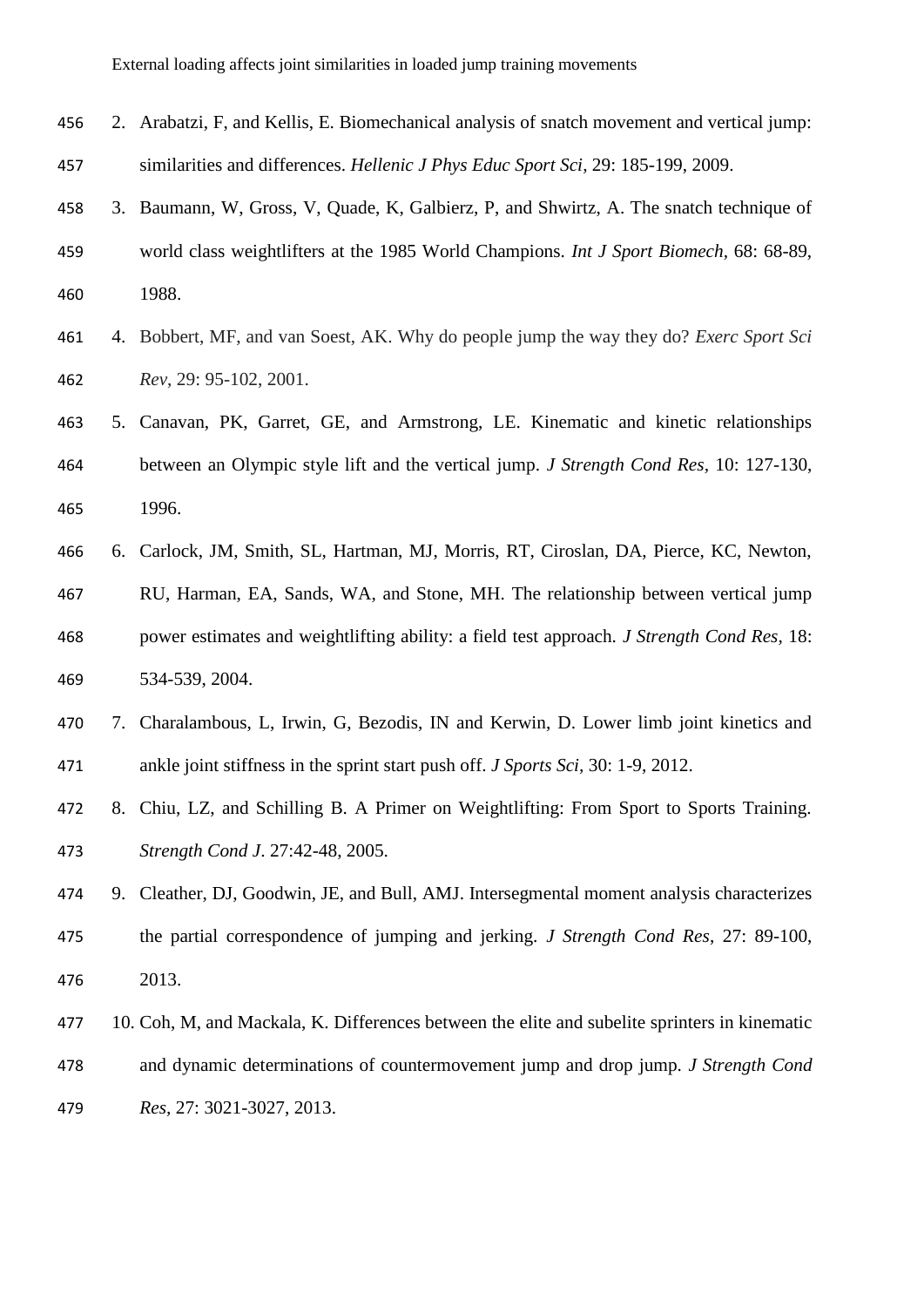2. Arabatzi, F, and Kellis, E. Biomechanical analysis of snatch movement and vertical jump: similarities and differences. *Hellenic J Phys Educ Sport Sci*, 29: 185-199, 2009.
3. Baumann, W, Gross, V, Quade, K, Galbierz, P, and Shwirtz, A. The snatch technique of world class weightlifters at the 1985 World Champions. *Int J Sport Biomech*, 68: 68-89, 1988.
4. Bobbert, MF, and van Soest, AK. Why do people jump the way they do? *Exerc Sport Sci Rev*, 29: 95-102, 2001.
5. Canavan, PK, Garret, GE, and Armstrong, LE. Kinematic and kinetic relationships between an Olympic style lift and the vertical jump. *J Strength Cond Res*, 10: 127-130, 1996.
6. Carlock, JM, Smith, SL, Hartman, MJ, Morris, RT, Ciroslan, DA, Pierce, KC, Newton, RU, Harman, EA, Sands, WA, and Stone, MH. The relationship between vertical jump power estimates and weightlifting ability: a field test approach. *J Strength Cond Res*, 18: 534-539, 2004.
7. Charalambous, L, Irwin, G, Bezodis, IN and Kerwin, D. Lower limb joint kinetics and ankle joint stiffness in the sprint start push off. *J Sports Sci*, 30: 1-9, 2012.
8. Chiu, LZ, and Schilling B. A Primer on Weightlifting: From Sport to Sports Training. *Strength Cond J*. 27:42-48, 2005.
9. Cleather, DJ, Goodwin, JE, and Bull, AMJ. Intersegmental moment analysis characterizes the partial correspondence of jumping and jerking. *J Strength Cond Res*, 27: 89-100, 2013.
10. Coh, M, and Mackala, K. Differences between the elite and subelite sprinters in kinematic and dynamic determinations of countermovement jump and drop jump. *J Strength Cond Res*, 27: 3021-3027, 2013.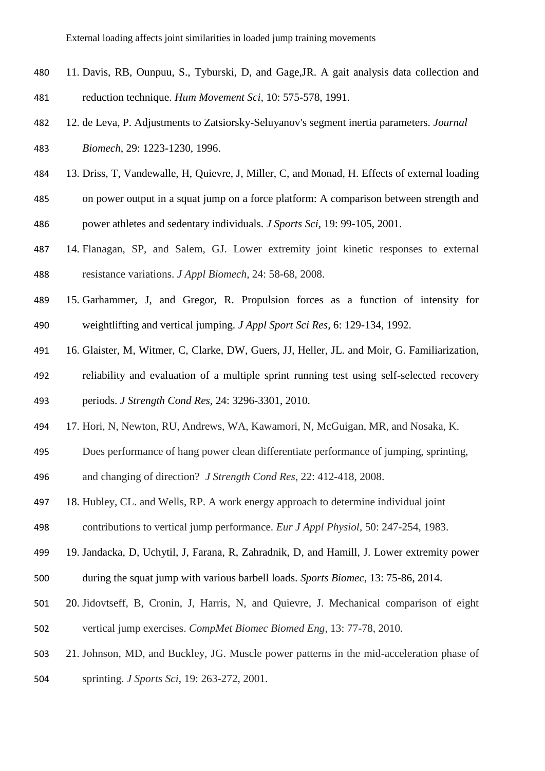11. Davis, RB, Ounpuu, S., Tyburski, D, and Gage,JR. A gait analysis data collection and reduction technique. *Hum Movement Sci,* 10: 575-578, 1991.
12. de Leva, P. Adjustments to Zatsiorsky-Seluyanov's segment inertia parameters. *Journal Biomech*, 29: 1223-1230, 1996.
13. Driss, T, Vandewalle, H, Quievre, J, Miller, C, and Monad, H. Effects of external loading on power output in a squat jump on a force platform: A comparison between strength and power athletes and sedentary individuals. *J Sports Sci*, 19: 99-105, 2001.
14. Flanagan, SP, and Salem, GJ. Lower extremity joint kinetic responses to external resistance variations. *J Appl Biomech*, 24: 58-68, 2008.
15. Garhammer, J, and Gregor, R. Propulsion forces as a function of intensity for weightlifting and vertical jumping. *J Appl Sport Sci Res*, 6: 129-134, 1992.
16. Glaister, M, Witmer, C, Clarke, DW, Guers, JJ, Heller, JL. and Moir, G. Familiarization, reliability and evaluation of a multiple sprint running test using self-selected recovery periods. *J Strength Cond Res*, 24: 3296-3301, 2010.
17. Hori, N, Newton, RU, Andrews, WA, Kawamori, N, McGuigan, MR, and Nosaka, K. Does performance of hang power clean differentiate performance of jumping, sprinting, and changing of direction? *J Strength Cond Res*, 22: 412-418, 2008.
18. Hubley, CL. and Wells, RP. A work energy approach to determine individual joint contributions to vertical jump performance. *Eur J Appl Physiol*, 50: 247-254, 1983.
19. Jandacka, D, Uchytil, J, Farana, R, Zahradnik, D, and Hamill, J. Lower extremity power during the squat jump with various barbell loads. *Sports Biomec*, 13: 75-86, 2014.
20. Jidovtseff, B, Cronin, J, Harris, N, and Quievre, J. Mechanical comparison of eight vertical jump exercises. *CompMet Biomec Biomed Eng*, 13: 77-78, 2010.
21. Johnson, MD, and Buckley, JG. Muscle power patterns in the mid-acceleration phase of sprinting. *J Sports Sci*, 19: 263-272, 2001.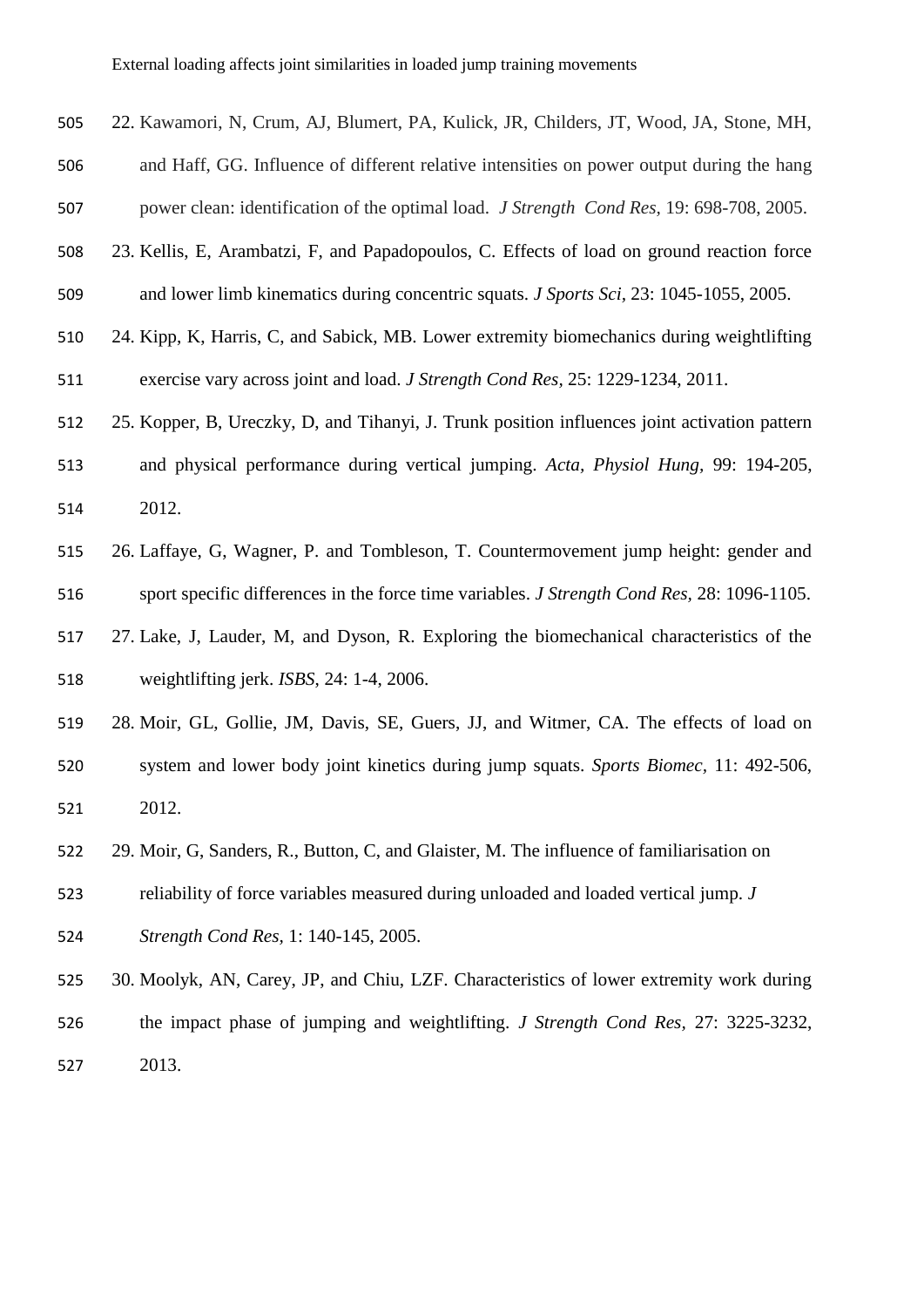22. Kawamori, N, Crum, AJ, Blumert, PA, Kulick, JR, Childers, JT, Wood, JA, Stone, MH, and Haff, GG. Influence of different relative intensities on power output during the hang power clean: identification of the optimal load. *J Strength Cond Res*, 19: 698-708, 2005.
23. Kellis, E, Arambatzi, F, and Papadopoulos, C. Effects of load on ground reaction force and lower limb kinematics during concentric squats. *J Sports Sci*, 23: 1045-1055, 2005.
24. Kipp, K, Harris, C, and Sabick, MB. Lower extremity biomechanics during weightlifting exercise vary across joint and load. *J Strength Cond Res*, 25: 1229-1234, 2011.
25. Kopper, B, Ureczky, D, and Tihanyi, J. Trunk position influences joint activation pattern and physical performance during vertical jumping. *Acta, Physiol Hung*, 99: 194-205, 2012.
26. Laffaye, G, Wagner, P. and Tombleson, T. Countermovement jump height: gender and sport specific differences in the force time variables. *J Strength Cond Res*, 28: 1096-1105.
27. Lake, J, Lauder, M, and Dyson, R. Exploring the biomechanical characteristics of the weightlifting jerk. *ISBS*, 24: 1-4, 2006.
28. Moir, GL, Gollie, JM, Davis, SE, Guers, JJ, and Witmer, CA. The effects of load on system and lower body joint kinetics during jump squats. *Sports Biomec*, 11: 492-506, 2012.
29. Moir, G, Sanders, R., Button, C, and Glaister, M. The influence of familiarisation on reliability of force variables measured during unloaded and loaded vertical jump. *J Strength Cond Res*, 1: 140-145, 2005.
30. Moolyk, AN, Carey, JP, and Chiu, LZF. Characteristics of lower extremity work during the impact phase of jumping and weightlifting. *J Strength Cond Res*, 27: 3225-3232, 2013.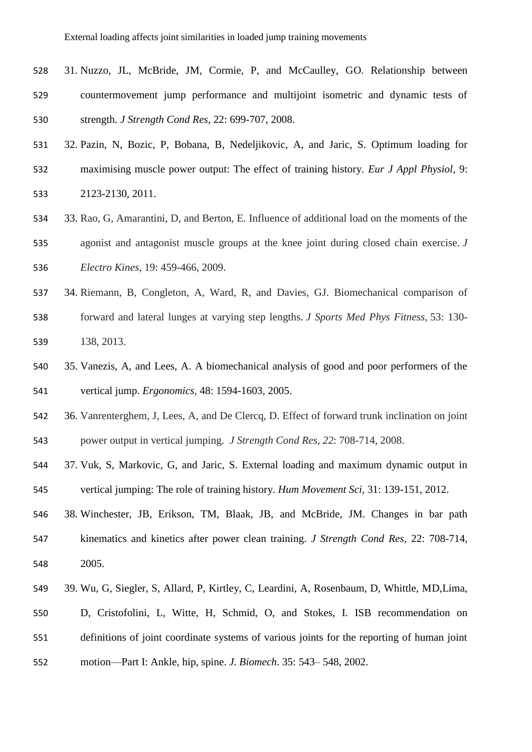31. Nuzzo, JL, McBride, JM, Cormie, P, and McCaulley, GO. Relationship between countermovement jump performance and multijoint isometric and dynamic tests of strength. *J Strength Cond Res*, 22: 699-707, 2008.
32. Pazin, N, Bozic, P, Bobana, B, Nedeljikovic, A, and Jaric, S. Optimum loading for maximising muscle power output: The effect of training history. *Eur J Appl Physiol*, 9: 2123-2130, 2011.
33. Rao, G, Amarantini, D, and Berton, E. Influence of additional load on the moments of the agonist and antagonist muscle groups at the knee joint during closed chain exercise. *J Electro Kines*, 19: 459-466, 2009.
34. Riemann, B, Congleton, A, Ward, R, and Davies, GJ. Biomechanical comparison of forward and lateral lunges at varying step lengths. *J Sports Med Phys Fitness*, 53: 130-138, 2013.
35. Vanezis, A, and Lees, A. A biomechanical analysis of good and poor performers of the vertical jump. *Ergonomics*, 48: 1594-1603, 2005.
36. Vanrenterghem, J, Lees, A, and De Clercq, D. Effect of forward trunk inclination on joint power output in vertical jumping. *J Strength Cond Res*, *22*: 708-714, 2008.
37. Vuk, S, Markovic, G, and Jaric, S. External loading and maximum dynamic output in vertical jumping: The role of training history. *Hum Movement Sci*, 31: 139-151, 2012.
38. Winchester, JB, Erikson, TM, Blaak, JB, and McBride, JM. Changes in bar path kinematics and kinetics after power clean training. *J Strength Cond Res*, 22: 708-714, 2005.
39. Wu, G, Siegler, S, Allard, P, Kirtley, C, Leardini, A, Rosenbaum, D, Whittle, MD,Lima, D, Cristofolini, L, Witte, H, Schmid, O, and Stokes, I. ISB recommendation on definitions of joint coordinate systems of various joints for the reporting of human joint motion—Part I: Ankle, hip, spine. *J. Biomech*. 35: 543– 548, 2002.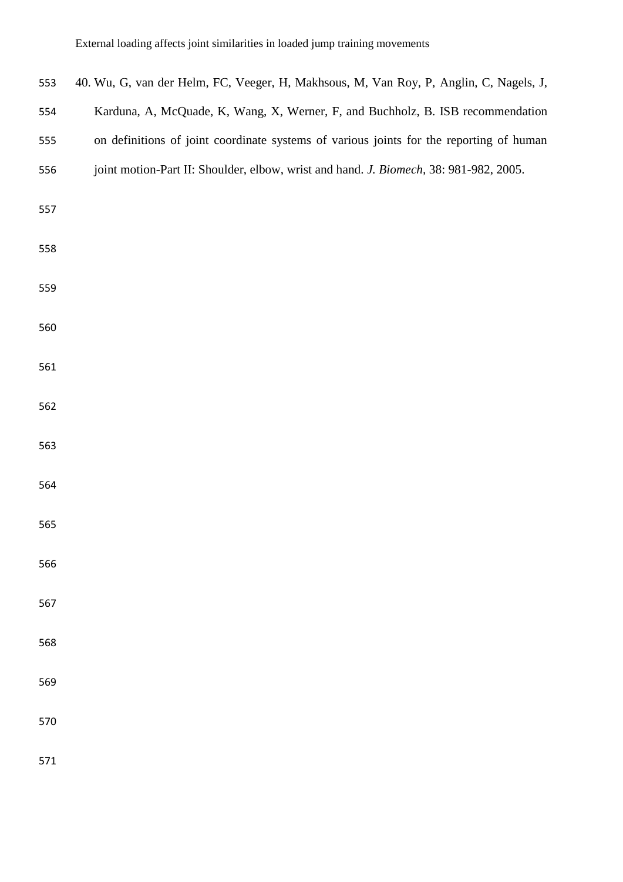40. Wu, G, van der Helm, FC, Veeger, H, Makhsous, M, Van Roy, P, Anglin, C, Nagels, J, Karduna, A, McQuade, K, Wang, X, Werner, F, and Buchholz, B. ISB recommendation on definitions of joint coordinate systems of various joints for the reporting of human joint motion-Part II: Shoulder, elbow, wrist and hand. *J. Biomech*, 38: 981-982, 2005.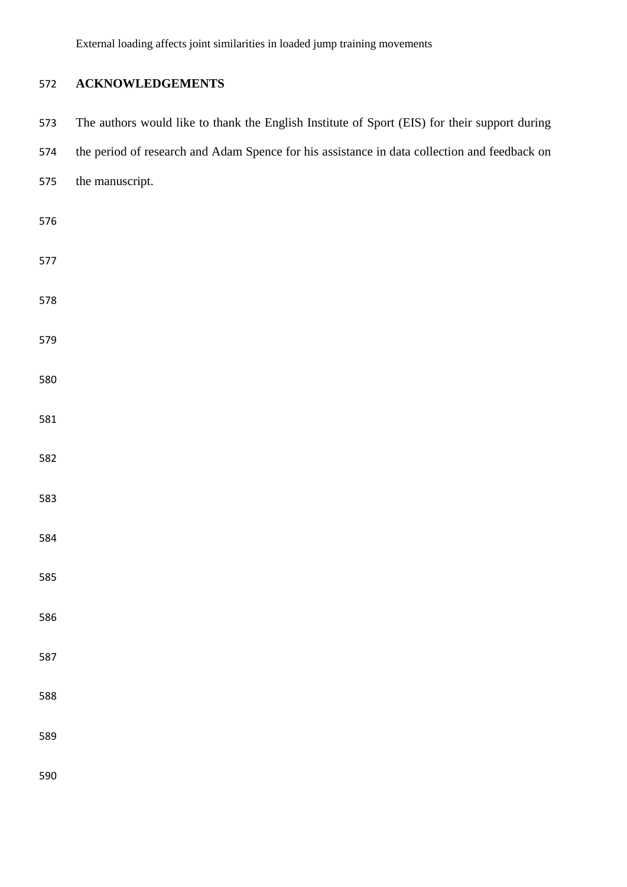## ACKNOWLEDGEMENTS

The authors would like to thank the English Institute of Sport (EIS) for their support during the period of research and Adam Spence for his assistance in data collection and feedback on the manuscript.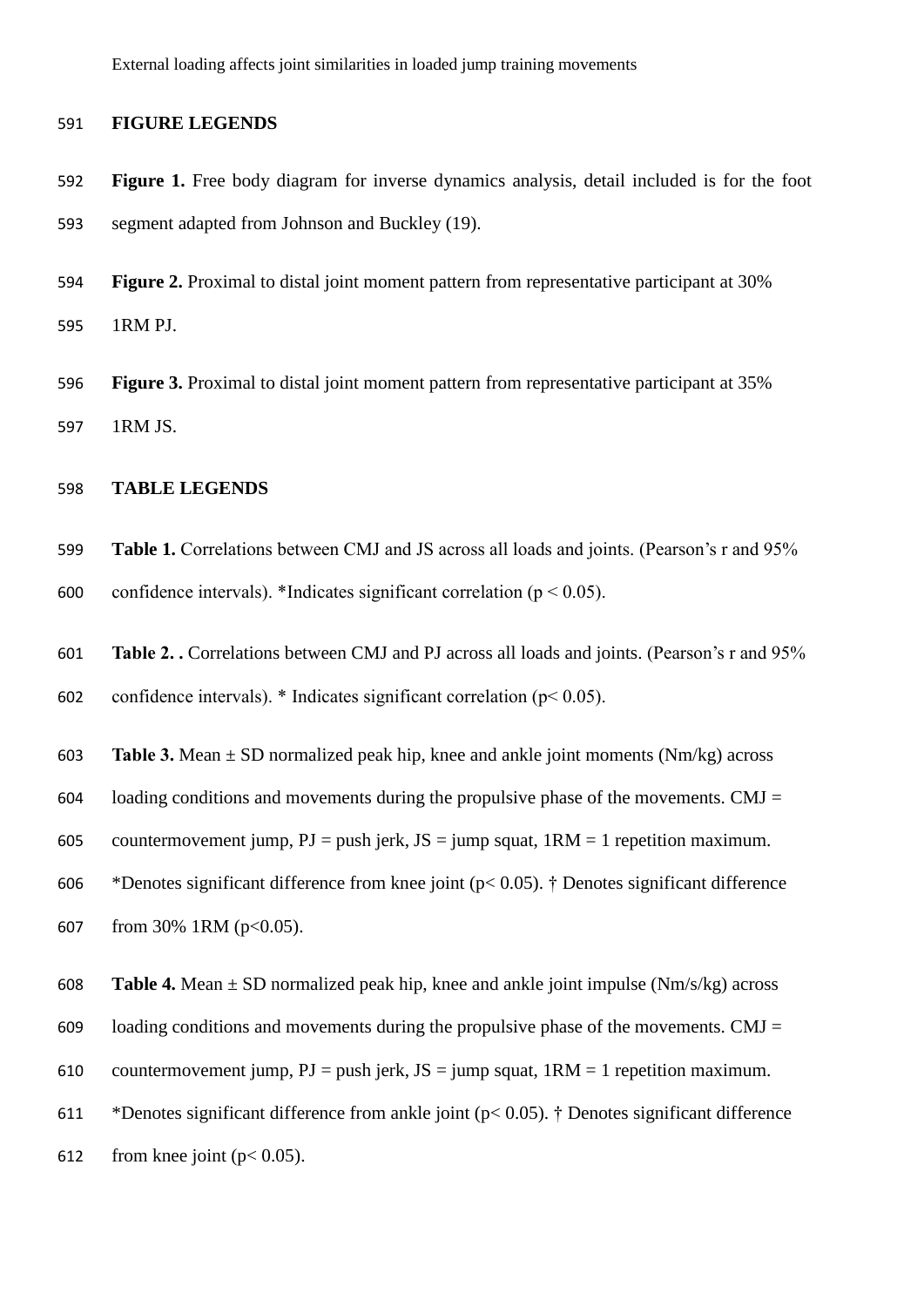## FIGURE LEGENDS

**Figure 1.** Free body diagram for inverse dynamics analysis, detail included is for the foot segment adapted from Johnson and Buckley (19).

**Figure 2.** Proximal to distal joint moment pattern from representative participant at 30% 1RM PJ.

**Figure 3.** Proximal to distal joint moment pattern from representative participant at 35% 1RM JS.

## TABLE LEGENDS

**Table 1.** Correlations between CMJ and JS across all loads and joints. (Pearson's r and 95% confidence intervals). *Indicates significant correlation ($p < 0.05$).

**Table 2. .** Correlations between CMJ and PJ across all loads and joints. (Pearson's r and 95% confidence intervals). * Indicates significant correlation ($p < 0.05$).

**Table 3.** Mean ± SD normalized peak hip, knee and ankle joint moments (Nm/kg) across loading conditions and movements during the propulsive phase of the movements. CMJ = countermovement jump, PJ = push jerk, JS = jump squat, 1RM = 1 repetition maximum. *Denotes significant difference from knee joint ($p < 0.05$). † Denotes significant difference from 30% 1RM ($p < 0.05$).

**Table 4.** Mean ± SD normalized peak hip, knee and ankle joint impulse (Nm/s/kg) across loading conditions and movements during the propulsive phase of the movements. CMJ = countermovement jump, PJ = push jerk, JS = jump squat, 1RM = 1 repetition maximum. *Denotes significant difference from ankle joint ($p < 0.05$). † Denotes significant difference from knee joint ($p < 0.05$).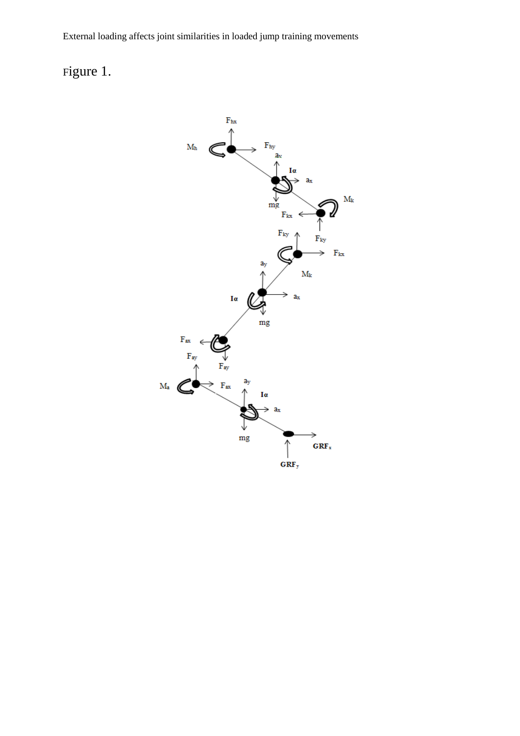Figure 1.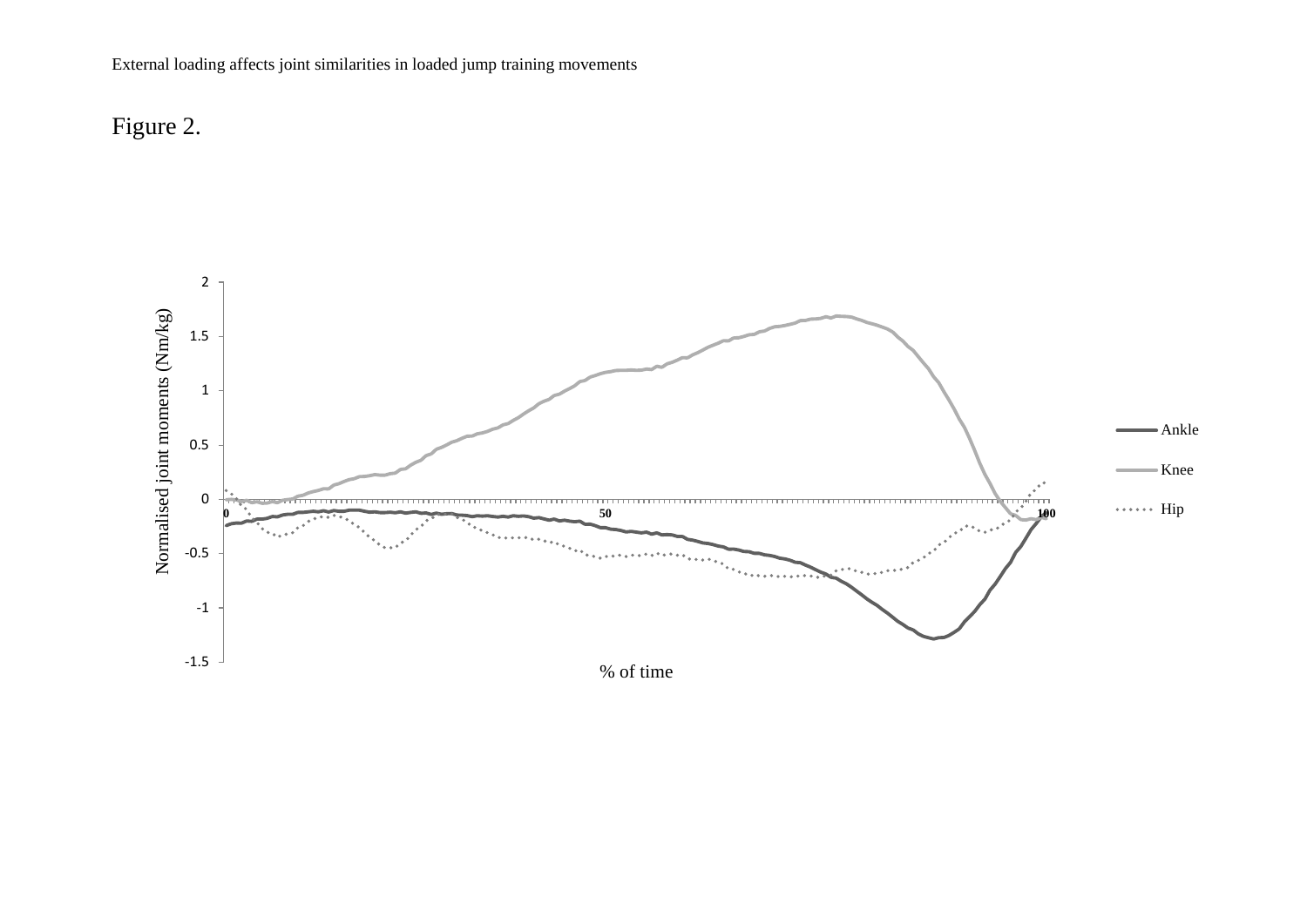Figure 2.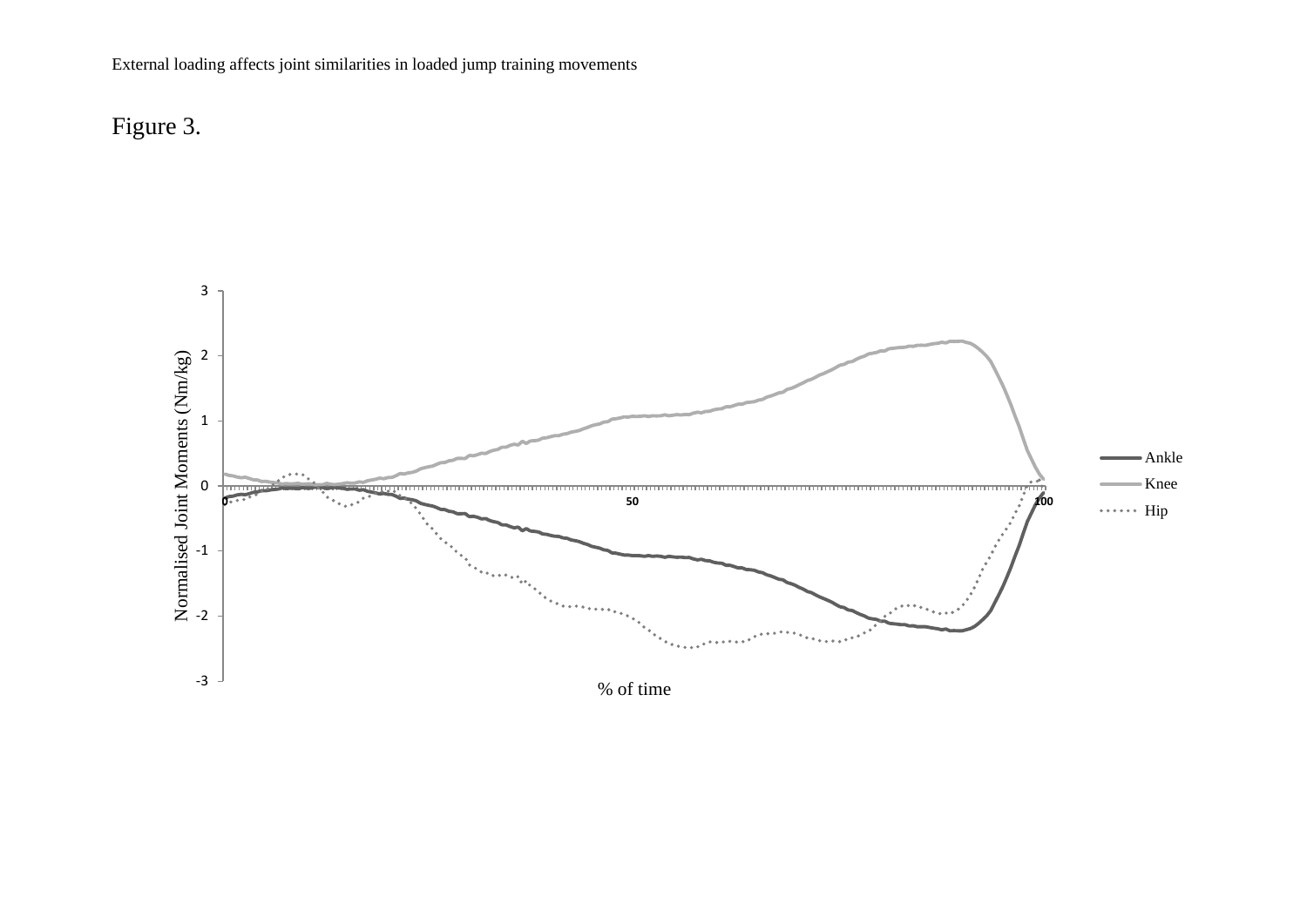Figure 3.

Normalised Joint Moments (Nm/kg)

3
2
1
0
-1
-2
-3

0 50 100

% of time

Ankle
Knee
Hip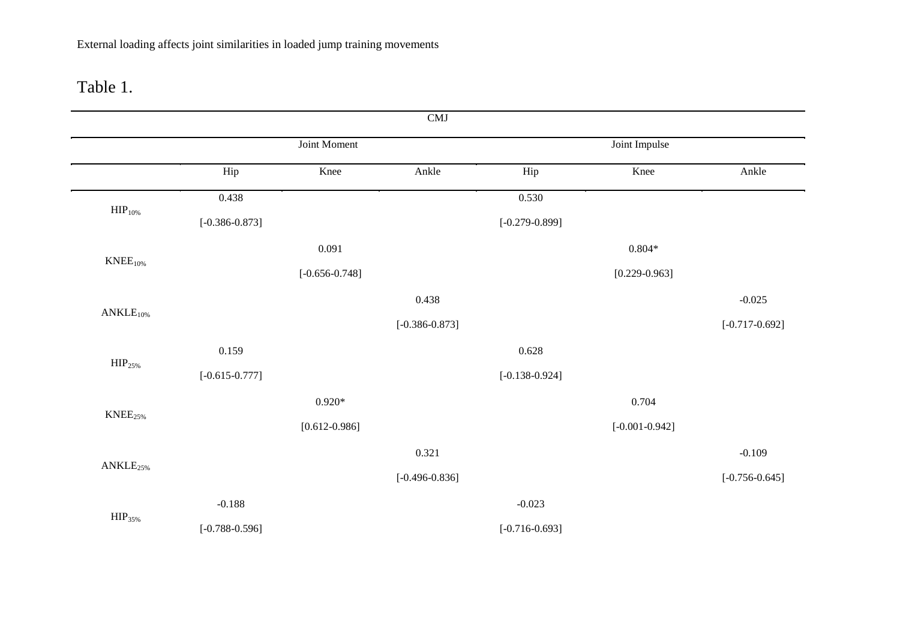External loading affects joint similarities in loaded jump training movements

Table 1.

| | CMJ | | | | | |
|---|---|---|---|---|---|---|
| | Joint Moment | | | Joint Impulse | | |
| | Hip | Knee | Ankle | Hip | Knee | Ankle |
| $HIP_{10\%}$ | 0.438 [-0.386-0.873] | | | 0.530 [-0.279-0.899] | | |
| $KNEE_{10\%}$ | | 0.091 [-0.656-0.748] | | | 0.804* [0.229-0.963] | |
| $ANKLE_{10\%}$ | | | 0.438 [-0.386-0.873] | | | -0.025 [-0.717-0.692] |
| $HIP_{25\%}$ | 0.159 [-0.615-0.777] | | | 0.628 [-0.138-0.924] | | |
| $KNEE_{25\%}$ | | 0.920* [0.612-0.986] | | | 0.704 [-0.001-0.942] | |
| $ANKLE_{25\%}$ | | | 0.321 [-0.496-0.836] | | | -0.109 [-0.756-0.645] |
| $HIP_{35\%}$ | -0.188 [-0.788-0.596] | | | -0.023 [-0.716-0.693] | | |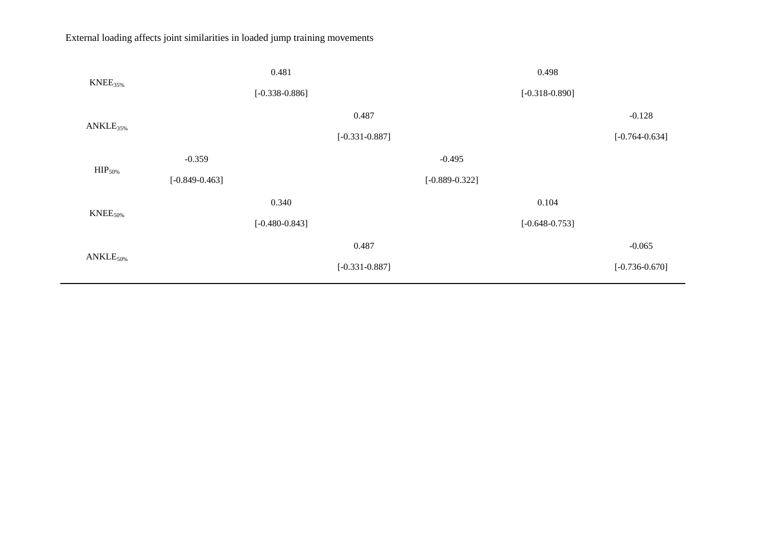| | | | | | | |
|---|---|---|---|---|---|---|
| KNEE$_{35\%}$ | | 0.481 [-0.338-0.886] | | | 0.498 [-0.318-0.890] | |
| ANKLE$_{35\%}$ | | | 0.487 [-0.331-0.887] | | | -0.128 [-0.764-0.634] |
| HIP$_{50\%}$ | -0.359 [-0.849-0.463] | | | -0.495 [-0.889-0.322] | | |
| KNEE$_{50\%}$ | | 0.340 [-0.480-0.843] | | | 0.104 [-0.648-0.753] | |
| ANKLE$_{50\%}$ | | | 0.487 [-0.331-0.887] | | | -0.065 [-0.736-0.670] |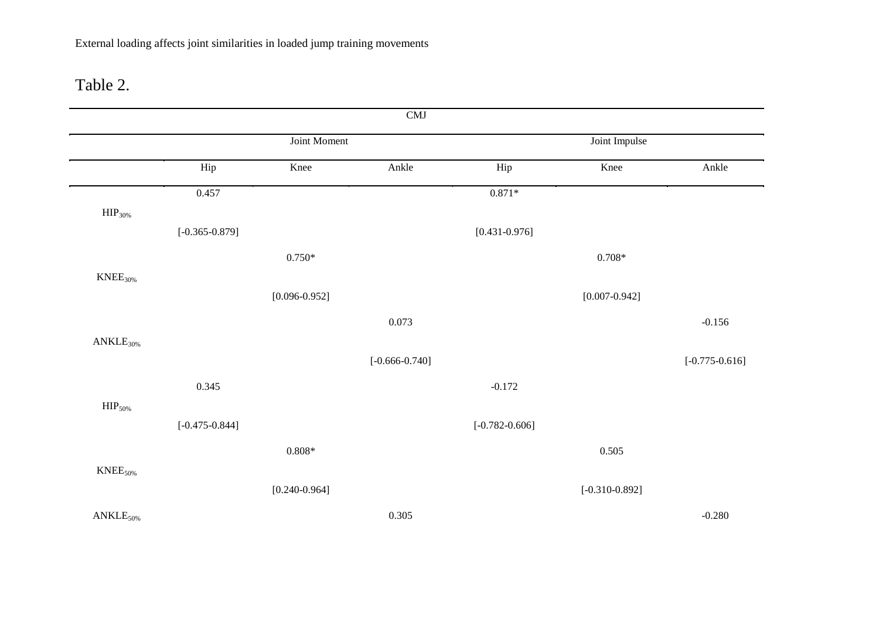Table 2.

| | CMJ | | | | | |
|---|---|---|---|---|---|---|
| | Joint Moment | | | Joint Impulse | | |
| | Hip | Knee | Ankle | Hip | Knee | Ankle |
| $HIP_{30\%}$ | 0.457 [-0.365-0.879] | | | 0.871* [0.431-0.976] | | |
| $KNEE_{30\%}$ | | 0.750* [0.096-0.952] | | | 0.708* [0.007-0.942] | |
| $ANKLE_{30\%}$ | | | 0.073 [-0.666-0.740] | | | -0.156 [-0.775-0.616] |
| $HIP_{50\%}$ | 0.345 [-0.475-0.844] | | | -0.172 [-0.782-0.606] | | |
| $KNEE_{50\%}$ | | 0.808* [0.240-0.964] | | | 0.505 [-0.310-0.892] | |
| $ANKLE_{50\%}$ | | | 0.305 | | | -0.280 |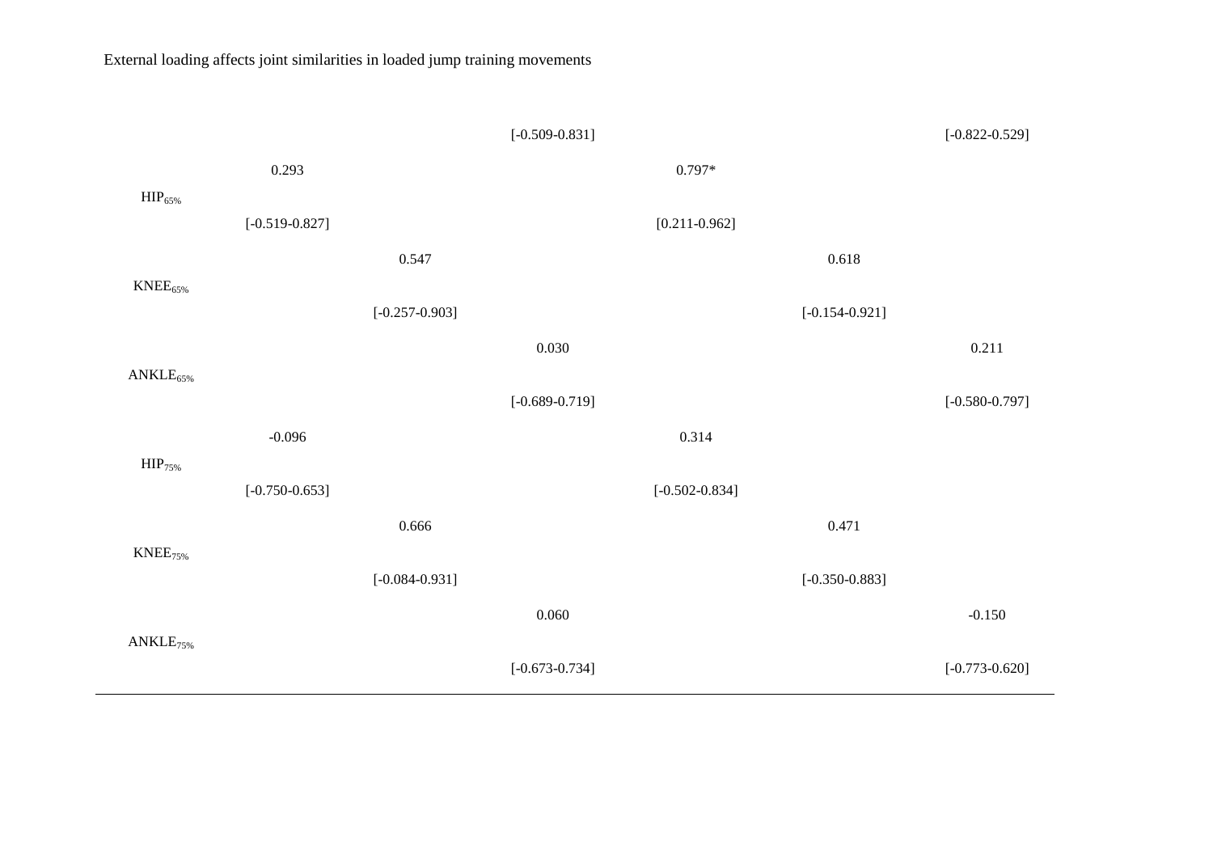| | | | | | | |
|---|---|---|---|---|---|---|
| | | | [-0.509-0.831] | | | [-0.822-0.529] |
| HIP$_{65\%}$ | 0.293 [-0.519-0.827] | | | 0.797* [0.211-0.962] | | |
| KNEE$_{65\%}$ | | 0.547 [-0.257-0.903] | | | 0.618 [-0.154-0.921] | |
| ANKLE$_{65\%}$ | | | 0.030 [-0.689-0.719] | | | 0.211 [-0.580-0.797] |
| HIP$_{75\%}$ | -0.096 [-0.750-0.653] | | | 0.314 [-0.502-0.834] | | |
| KNEE$_{75\%}$ | | 0.666 [-0.084-0.931] | | | 0.471 [-0.350-0.883] | |
| ANKLE$_{75\%}$ | | | 0.060 [-0.673-0.734] | | | -0.150 [-0.773-0.620] |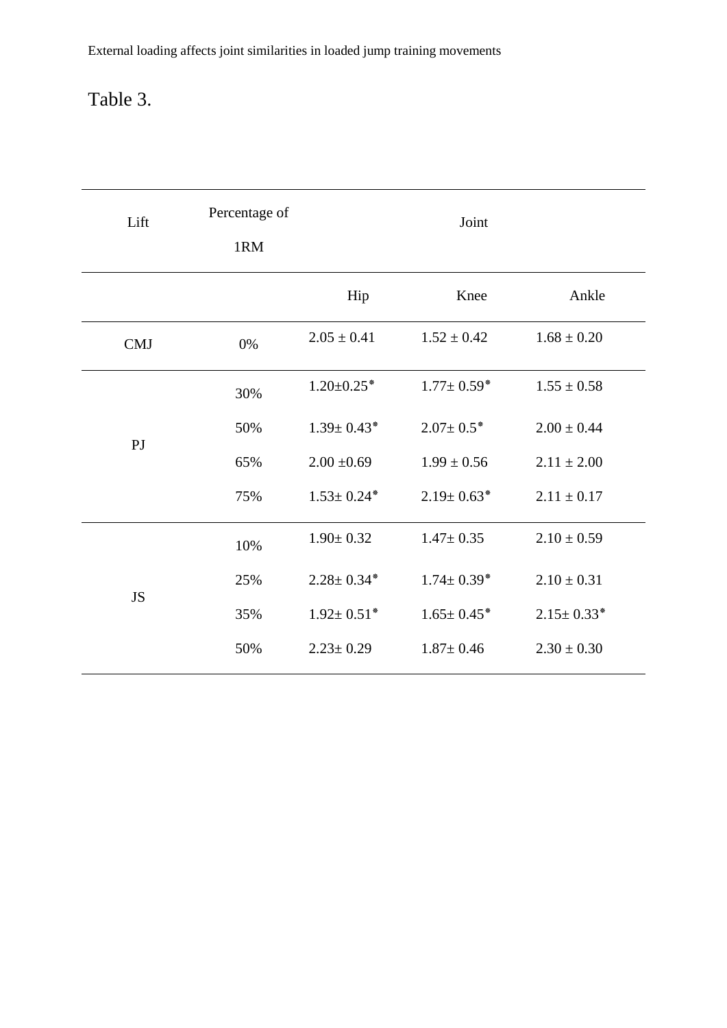Table 3.

| Lift | Percentage of 1RM | Joint | | |
|---|---|---|---|---|
| | | Hip | Knee | Ankle |
| CMJ | 0% | 2.05 ± 0.41 | 1.52 ± 0.42 | 1.68 ± 0.20 |
| PJ | 30% | 1.20±0.25* | 1.77± 0.59* | 1.55 ± 0.58 |
| | 50% | 1.39± 0.43* | 2.07± 0.5* | 2.00 ± 0.44 |
| | 65% | 2.00 ±0.69 | 1.99 ± 0.56 | 2.11 ± 2.00 |
| | 75% | 1.53± 0.24* | 2.19± 0.63* | 2.11 ± 0.17 |
| JS | 10% | 1.90± 0.32 | 1.47± 0.35 | 2.10 ± 0.59 |
| | 25% | 2.28± 0.34* | 1.74± 0.39* | 2.10 ± 0.31 |
| | 35% | 1.92± 0.51* | 1.65± 0.45* | 2.15± 0.33* |
| | 50% | 2.23± 0.29 | 1.87± 0.46 | 2.30 ± 0.30 |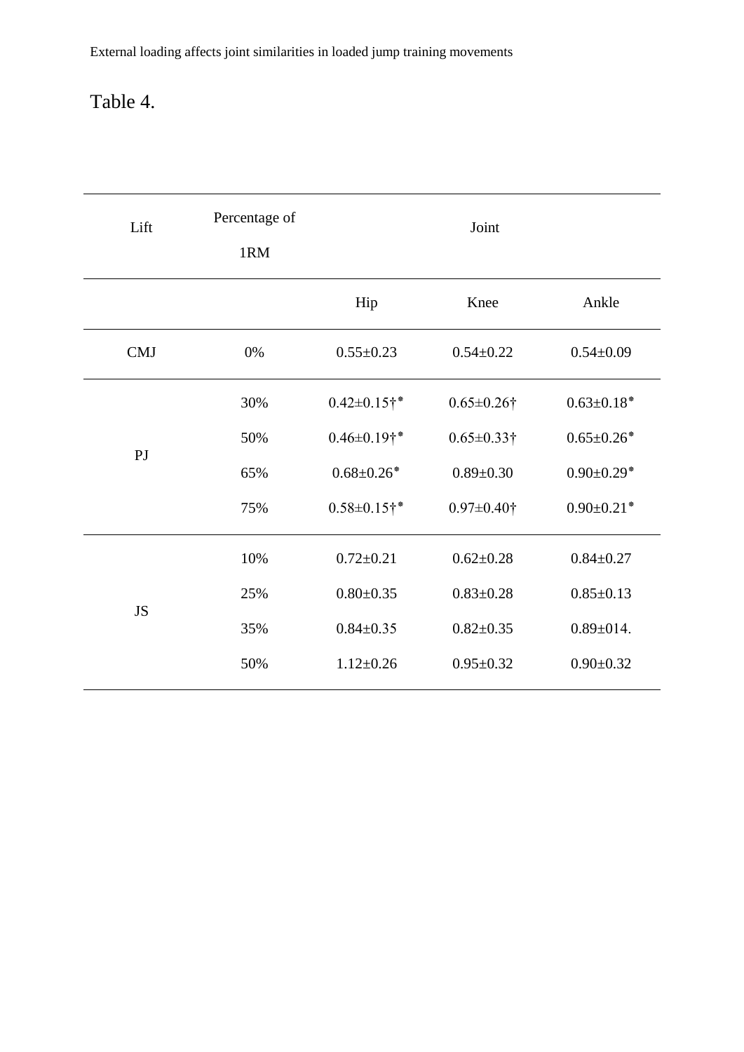Table 4.

| Lift | Percentage of 1RM | Joint | | |
|---|---|---|---|---|
| | | Hip | Knee | Ankle |
| CMJ | 0% | 0.55±0.23 | 0.54±0.22 | 0.54±0.09 |
| PJ | 30% | 0.42±0.15†* | 0.65±0.26† | 0.63±0.18* |
| | 50% | 0.46±0.19†* | 0.65±0.33† | 0.65±0.26* |
| | 65% | 0.68±0.26* | 0.89±0.30 | 0.90±0.29* |
| | 75% | 0.58±0.15†* | 0.97±0.40† | 0.90±0.21* |
| JS | 10% | 0.72±0.21 | 0.62±0.28 | 0.84±0.27 |
| | 25% | 0.80±0.35 | 0.83±0.28 | 0.85±0.13 |
| | 35% | 0.84±0.35 | 0.82±0.35 | 0.89±014. |
| | 50% | 1.12±0.26 | 0.95±0.32 | 0.90±0.32 |